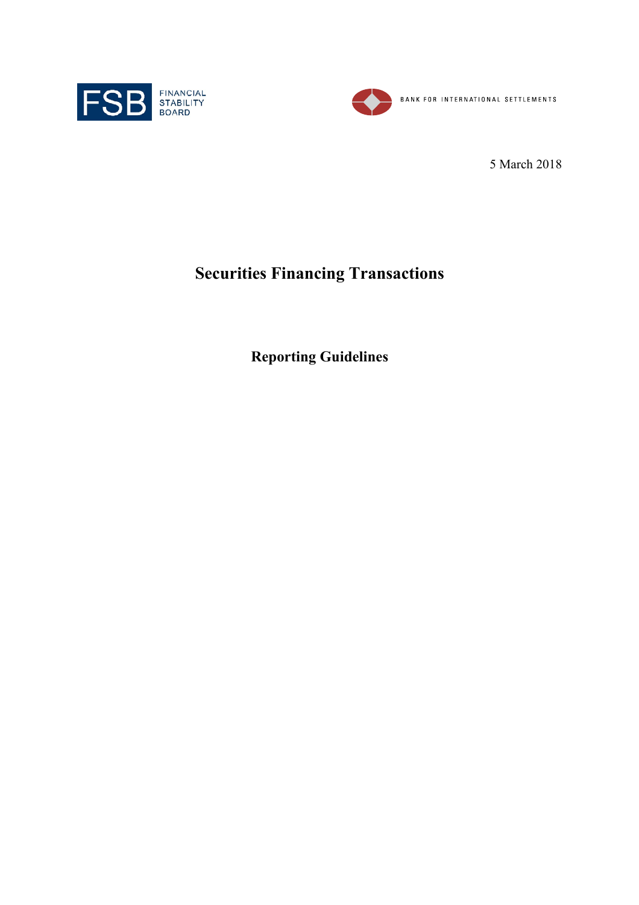FINANCIAL STABILITY BOARD

BANK FOR INTERNATIONAL SETTLEMENTS

5 March 2018

# Securities Financing Transactions

## Reporting Guidelines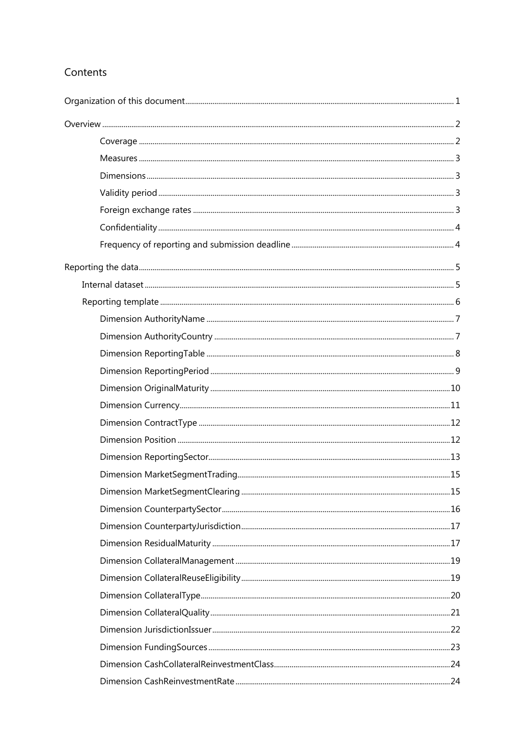# Contents

Organization of this document ........ 1

Overview ........ 2

- Coverage ........ 2
- Measures ........ 3
- Dimensions ........ 3
- Validity period ........ 3
- Foreign exchange rates ........ 3
- Confidentiality ........ 4
- Frequency of reporting and submission deadline ........ 4

Reporting the data ........ 5

- Internal dataset ........ 5
- Reporting template ........ 6
  - Dimension AuthorityName ........ 7
  - Dimension AuthorityCountry ........ 7
  - Dimension ReportingTable ........ 8
  - Dimension ReportingPeriod ........ 9
  - Dimension OriginalMaturity ........ 10
  - Dimension Currency ........ 11
  - Dimension ContractType ........ 12
  - Dimension Position ........ 12
  - Dimension ReportingSector ........ 13
  - Dimension MarketSegmentTrading ........ 15
  - Dimension MarketSegmentClearing ........ 15
  - Dimension CounterpartySector ........ 16
  - Dimension CounterpartyJurisdiction ........ 17
  - Dimension ResidualMaturity ........ 17
  - Dimension CollateralManagement ........ 19
  - Dimension CollateralReuseEligibility ........ 19
  - Dimension CollateralType ........ 20
  - Dimension CollateralQuality ........ 21
  - Dimension JurisdictionIssuer ........ 22
  - Dimension FundingSources ........ 23
  - Dimension CashCollateralReinvestmentClass ........ 24
  - Dimension CashReinvestmentRate ........ 24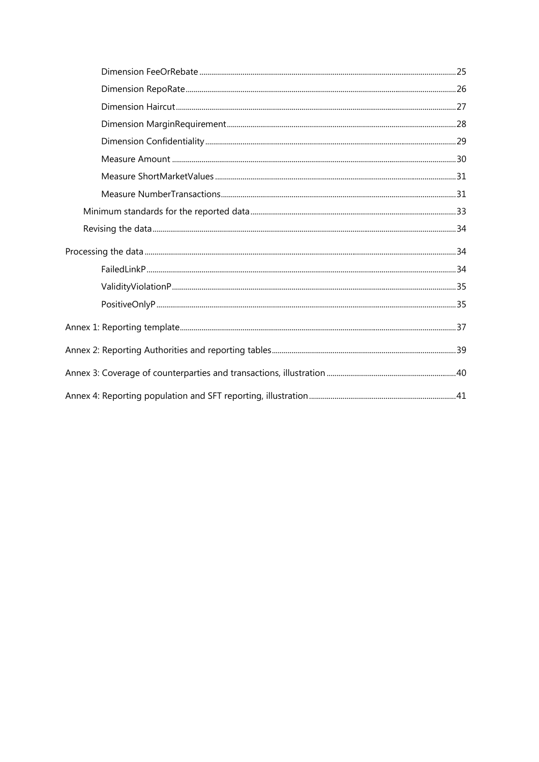Dimension FeeOrRebate ....................................................................................................................................25

Dimension RepoRate.........................................................................................................................................26

Dimension Haircut.............................................................................................................................................27

Dimension MarginRequirement.....................................................................................................................28

Dimension Confidentiality...............................................................................................................................29

Measure Amount ...............................................................................................................................................30

Measure ShortMarketValues..........................................................................................................................31

Measure NumberTransactions.......................................................................................................................31

Minimum standards for the reported data...........................................................................................................33

Revising the data...............................................................................................................................................34

Processing the data.................................................................................................................................................34

FailedLinkP.........................................................................................................................................................34

ValidityViolationP..............................................................................................................................................35

PositiveOnlyP......................................................................................................................................................35

Annex 1: Reporting template..................................................................................................................................37

Annex 2: Reporting Authorities and reporting tables..........................................................................................39

Annex 3: Coverage of counterparties and transactions, illustration ..................................................................40

Annex 4: Reporting population and SFT reporting, illustration...........................................................................41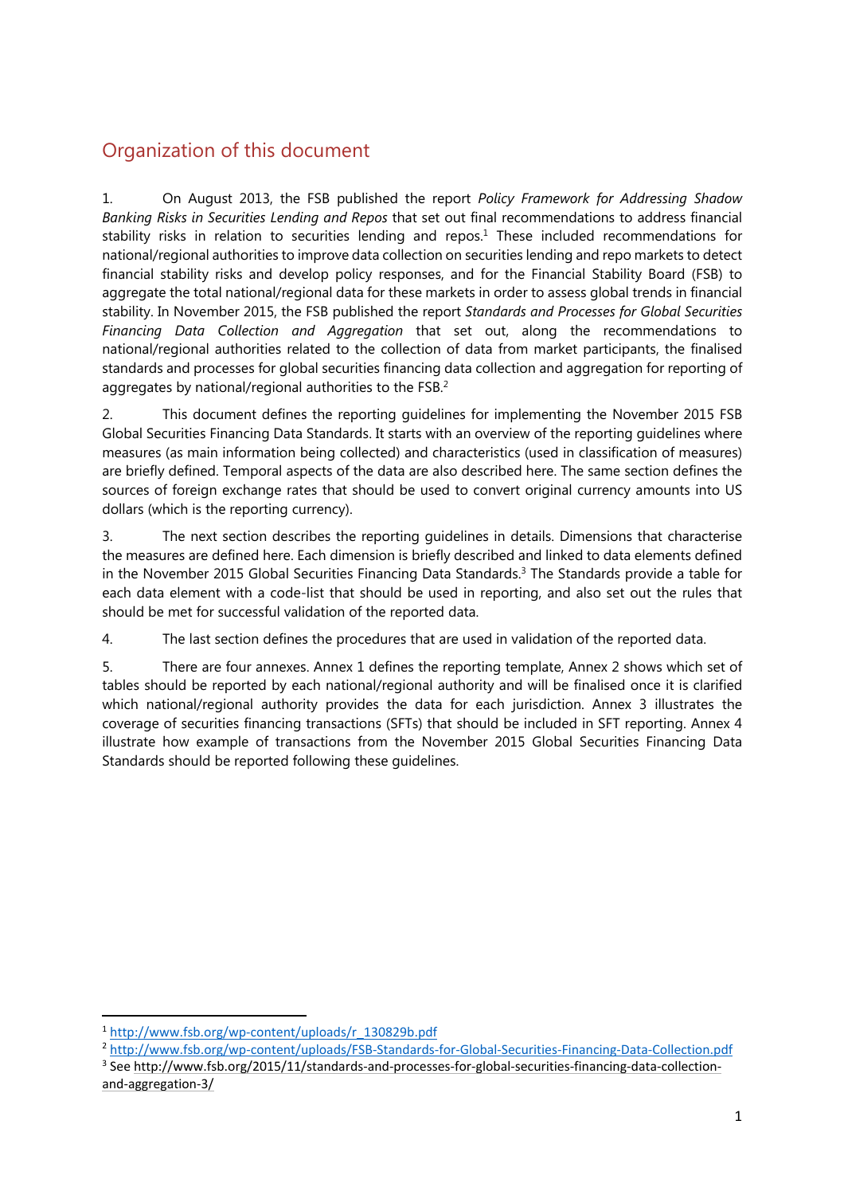## Organization of this document

1. On August 2013, the FSB published the report *Policy Framework for Addressing Shadow Banking Risks in Securities Lending and Repos* that set out final recommendations to address financial stability risks in relation to securities lending and repos.[1] These included recommendations for national/regional authorities to improve data collection on securities lending and repo markets to detect financial stability risks and develop policy responses, and for the Financial Stability Board (FSB) to aggregate the total national/regional data for these markets in order to assess global trends in financial stability. In November 2015, the FSB published the report *Standards and Processes for Global Securities Financing Data Collection and Aggregation* that set out, along the recommendations to national/regional authorities related to the collection of data from market participants, the finalised standards and processes for global securities financing data collection and aggregation for reporting of aggregates by national/regional authorities to the FSB.[2]

2. This document defines the reporting guidelines for implementing the November 2015 FSB Global Securities Financing Data Standards. It starts with an overview of the reporting guidelines where measures (as main information being collected) and characteristics (used in classification of measures) are briefly defined. Temporal aspects of the data are also described here. The same section defines the sources of foreign exchange rates that should be used to convert original currency amounts into US dollars (which is the reporting currency).

3. The next section describes the reporting guidelines in details. Dimensions that characterise the measures are defined here. Each dimension is briefly described and linked to data elements defined in the November 2015 Global Securities Financing Data Standards.[3] The Standards provide a table for each data element with a code-list that should be used in reporting, and also set out the rules that should be met for successful validation of the reported data.

4. The last section defines the procedures that are used in validation of the reported data.

5. There are four annexes. Annex 1 defines the reporting template, Annex 2 shows which set of tables should be reported by each national/regional authority and will be finalised once it is clarified which national/regional authority provides the data for each jurisdiction. Annex 3 illustrates the coverage of securities financing transactions (SFTs) that should be included in SFT reporting. Annex 4 illustrate how example of transactions from the November 2015 Global Securities Financing Data Standards should be reported following these guidelines.

---

[1] http://www.fsb.org/wp-content/uploads/r_130829b.pdf

[2] http://www.fsb.org/wp-content/uploads/FSB-Standards-for-Global-Securities-Financing-Data-Collection.pdf

[3] See http://www.fsb.org/2015/11/standards-and-processes-for-global-securities-financing-data-collection-and-aggregation-3/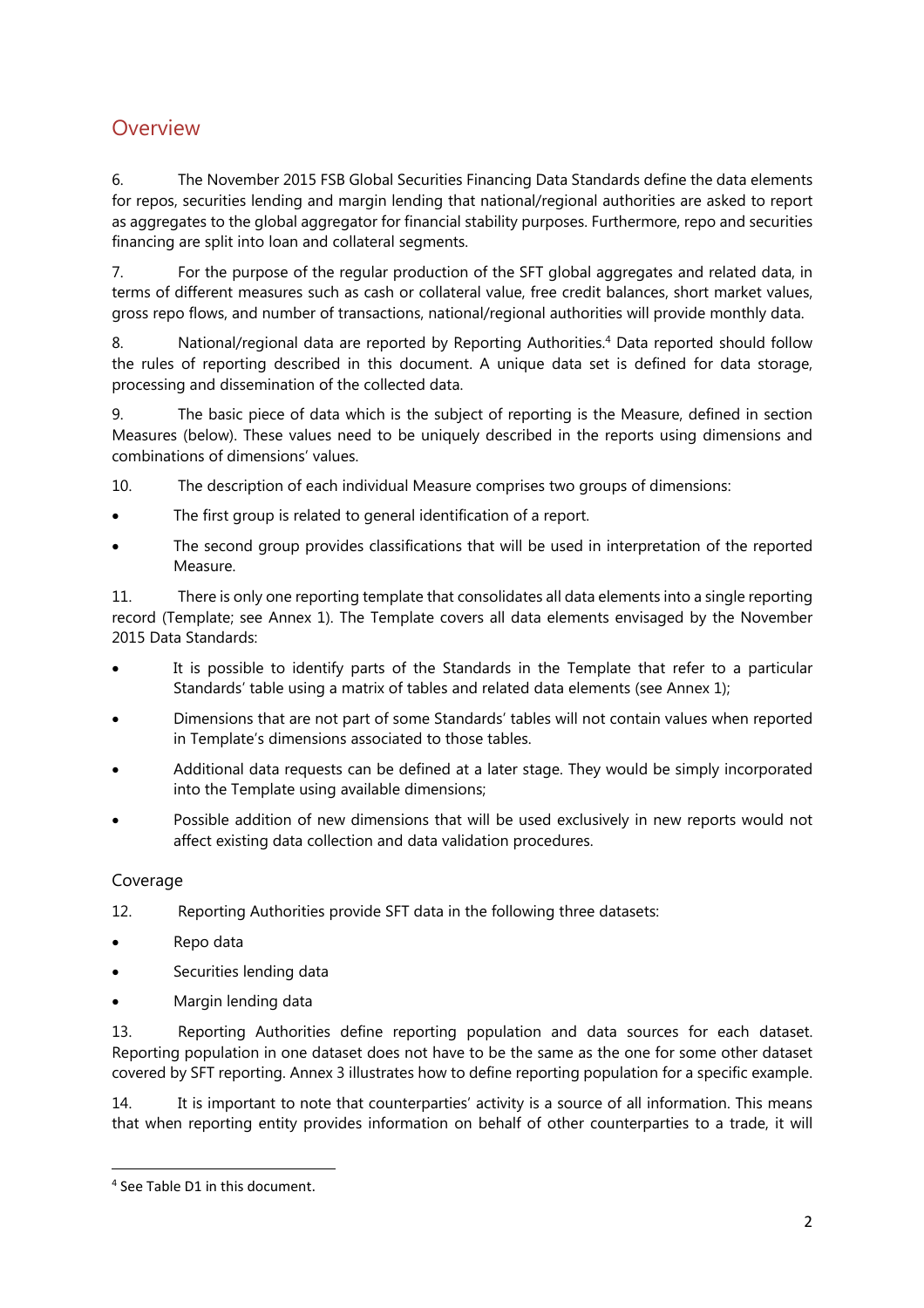## Overview

6. The November 2015 FSB Global Securities Financing Data Standards define the data elements for repos, securities lending and margin lending that national/regional authorities are asked to report as aggregates to the global aggregator for financial stability purposes. Furthermore, repo and securities financing are split into loan and collateral segments.

7. For the purpose of the regular production of the SFT global aggregates and related data, in terms of different measures such as cash or collateral value, free credit balances, short market values, gross repo flows, and number of transactions, national/regional authorities will provide monthly data.

8. National/regional data are reported by Reporting Authorities.[4] Data reported should follow the rules of reporting described in this document. A unique data set is defined for data storage, processing and dissemination of the collected data.

9. The basic piece of data which is the subject of reporting is the Measure, defined in section Measures (below). These values need to be uniquely described in the reports using dimensions and combinations of dimensions' values.

10. The description of each individual Measure comprises two groups of dimensions:

- The first group is related to general identification of a report.
- The second group provides classifications that will be used in interpretation of the reported Measure.

11. There is only one reporting template that consolidates all data elements into a single reporting record (Template; see Annex 1). The Template covers all data elements envisaged by the November 2015 Data Standards:

- It is possible to identify parts of the Standards in the Template that refer to a particular Standards' table using a matrix of tables and related data elements (see Annex 1);
- Dimensions that are not part of some Standards' tables will not contain values when reported in Template's dimensions associated to those tables.
- Additional data requests can be defined at a later stage. They would be simply incorporated into the Template using available dimensions;
- Possible addition of new dimensions that will be used exclusively in new reports would not affect existing data collection and data validation procedures.

### Coverage

12. Reporting Authorities provide SFT data in the following three datasets:

- Repo data
- Securities lending data
- Margin lending data

13. Reporting Authorities define reporting population and data sources for each dataset. Reporting population in one dataset does not have to be the same as the one for some other dataset covered by SFT reporting. Annex 3 illustrates how to define reporting population for a specific example.

14. It is important to note that counterparties' activity is a source of all information. This means that when reporting entity provides information on behalf of other counterparties to a trade, it will

[4] See Table D1 in this document.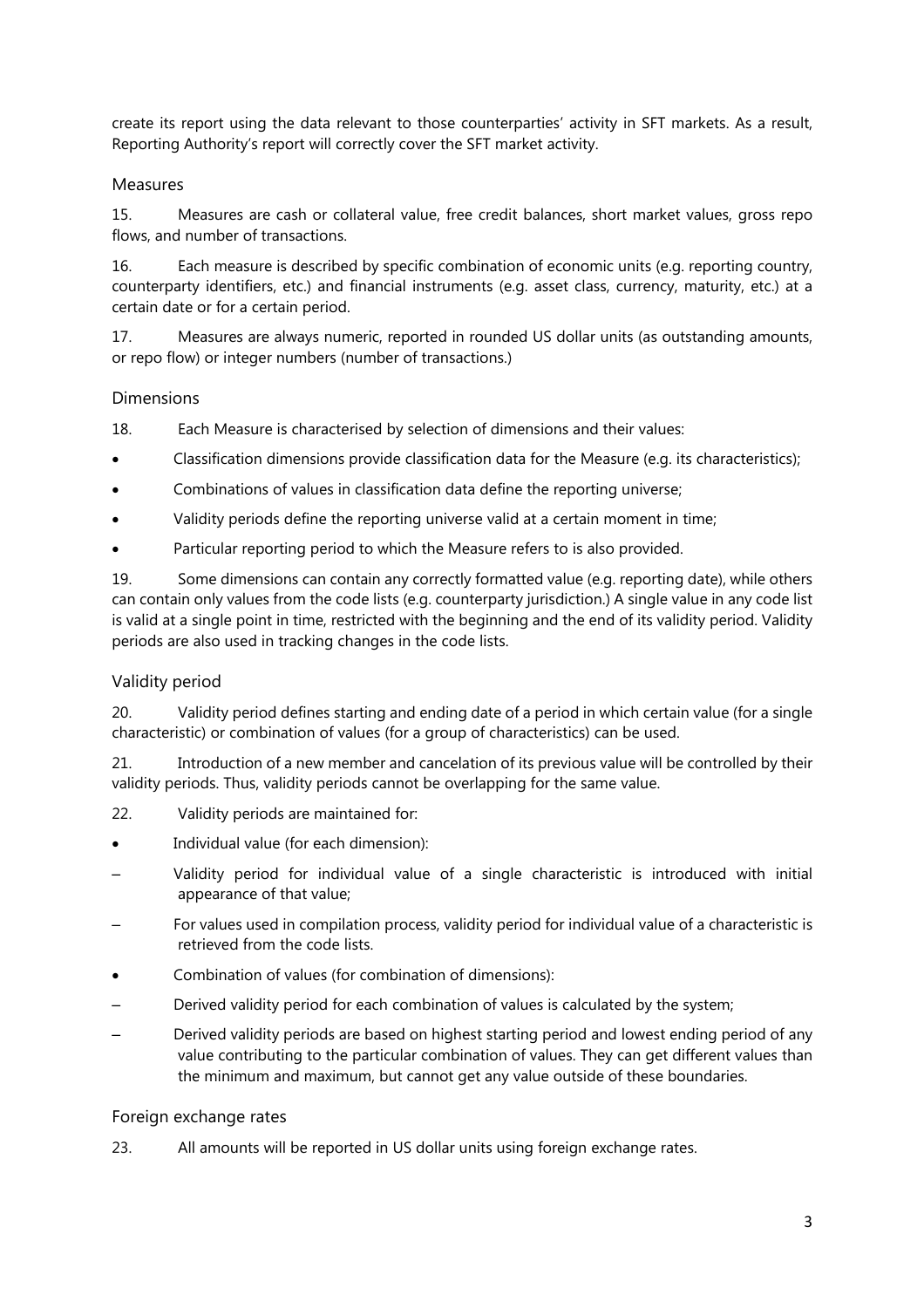create its report using the data relevant to those counterparties' activity in SFT markets. As a result, Reporting Authority's report will correctly cover the SFT market activity.

### Measures

15. Measures are cash or collateral value, free credit balances, short market values, gross repo flows, and number of transactions.

16. Each measure is described by specific combination of economic units (e.g. reporting country, counterparty identifiers, etc.) and financial instruments (e.g. asset class, currency, maturity, etc.) at a certain date or for a certain period.

17. Measures are always numeric, reported in rounded US dollar units (as outstanding amounts, or repo flow) or integer numbers (number of transactions.)

### Dimensions

18. Each Measure is characterised by selection of dimensions and their values:

- Classification dimensions provide classification data for the Measure (e.g. its characteristics);
- Combinations of values in classification data define the reporting universe;
- Validity periods define the reporting universe valid at a certain moment in time;
- Particular reporting period to which the Measure refers to is also provided.

19. Some dimensions can contain any correctly formatted value (e.g. reporting date), while others can contain only values from the code lists (e.g. counterparty jurisdiction.) A single value in any code list is valid at a single point in time, restricted with the beginning and the end of its validity period. Validity periods are also used in tracking changes in the code lists.

### Validity period

20. Validity period defines starting and ending date of a period in which certain value (for a single characteristic) or combination of values (for a group of characteristics) can be used.

21. Introduction of a new member and cancelation of its previous value will be controlled by their validity periods. Thus, validity periods cannot be overlapping for the same value.

22. Validity periods are maintained for:

- Individual value (for each dimension):
  - Validity period for individual value of a single characteristic is introduced with initial appearance of that value;
  - For values used in compilation process, validity period for individual value of a characteristic is retrieved from the code lists.
- Combination of values (for combination of dimensions):
  - Derived validity period for each combination of values is calculated by the system;
  - Derived validity periods are based on highest starting period and lowest ending period of any value contributing to the particular combination of values. They can get different values than the minimum and maximum, but cannot get any value outside of these boundaries.

### Foreign exchange rates

23. All amounts will be reported in US dollar units using foreign exchange rates.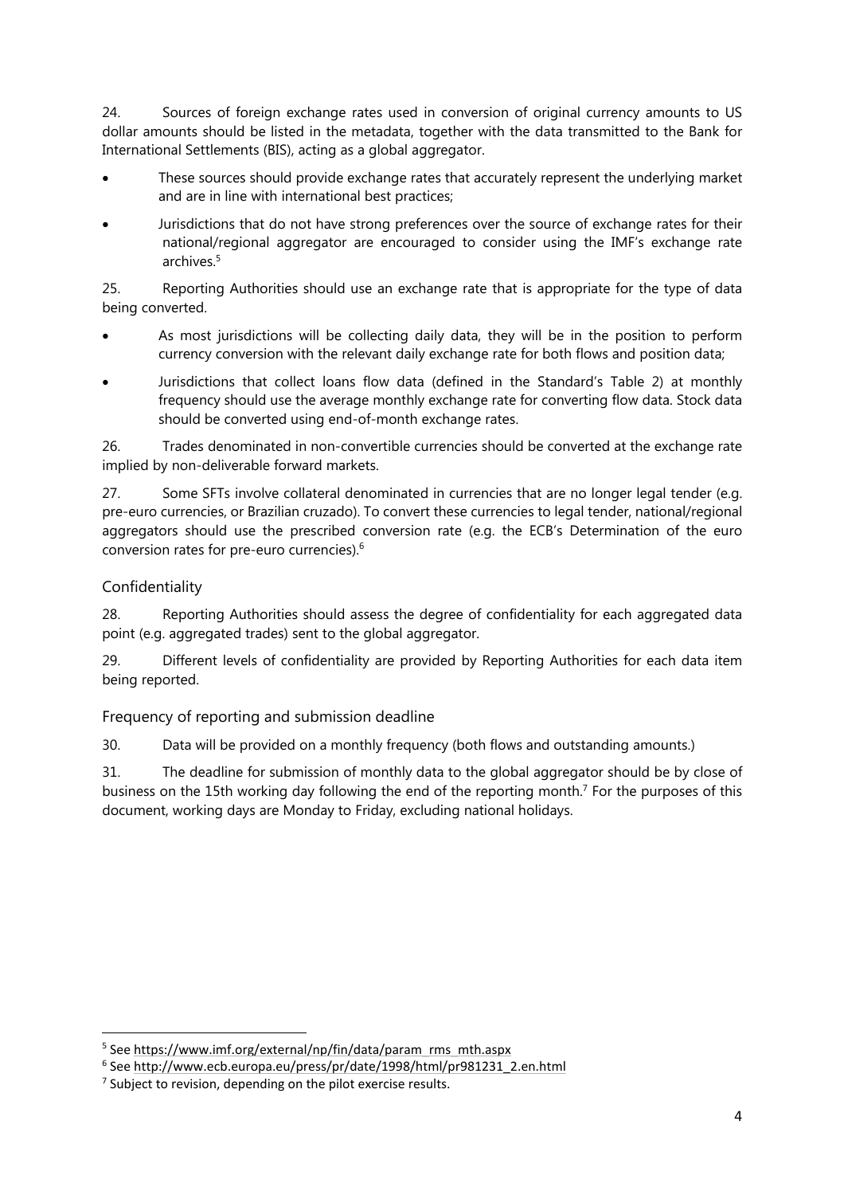24. Sources of foreign exchange rates used in conversion of original currency amounts to US dollar amounts should be listed in the metadata, together with the data transmitted to the Bank for International Settlements (BIS), acting as a global aggregator.

- These sources should provide exchange rates that accurately represent the underlying market and are in line with international best practices;
- Jurisdictions that do not have strong preferences over the source of exchange rates for their national/regional aggregator are encouraged to consider using the IMF's exchange rate archives.[5]

25. Reporting Authorities should use an exchange rate that is appropriate for the type of data being converted.

- As most jurisdictions will be collecting daily data, they will be in the position to perform currency conversion with the relevant daily exchange rate for both flows and position data;
- Jurisdictions that collect loans flow data (defined in the Standard's Table 2) at monthly frequency should use the average monthly exchange rate for converting flow data. Stock data should be converted using end-of-month exchange rates.

26. Trades denominated in non-convertible currencies should be converted at the exchange rate implied by non-deliverable forward markets.

27. Some SFTs involve collateral denominated in currencies that are no longer legal tender (e.g. pre-euro currencies, or Brazilian cruzado). To convert these currencies to legal tender, national/regional aggregators should use the prescribed conversion rate (e.g. the ECB's Determination of the euro conversion rates for pre-euro currencies).[6]

## Confidentiality

28. Reporting Authorities should assess the degree of confidentiality for each aggregated data point (e.g. aggregated trades) sent to the global aggregator.

29. Different levels of confidentiality are provided by Reporting Authorities for each data item being reported.

## Frequency of reporting and submission deadline

30. Data will be provided on a monthly frequency (both flows and outstanding amounts.)

31. The deadline for submission of monthly data to the global aggregator should be by close of business on the 15th working day following the end of the reporting month.[7] For the purposes of this document, working days are Monday to Friday, excluding national holidays.

---

[5] See https://www.imf.org/external/np/fin/data/param_rms_mth.aspx

[6] See http://www.ecb.europa.eu/press/pr/date/1998/html/pr981231_2.en.html

[7] Subject to revision, depending on the pilot exercise results.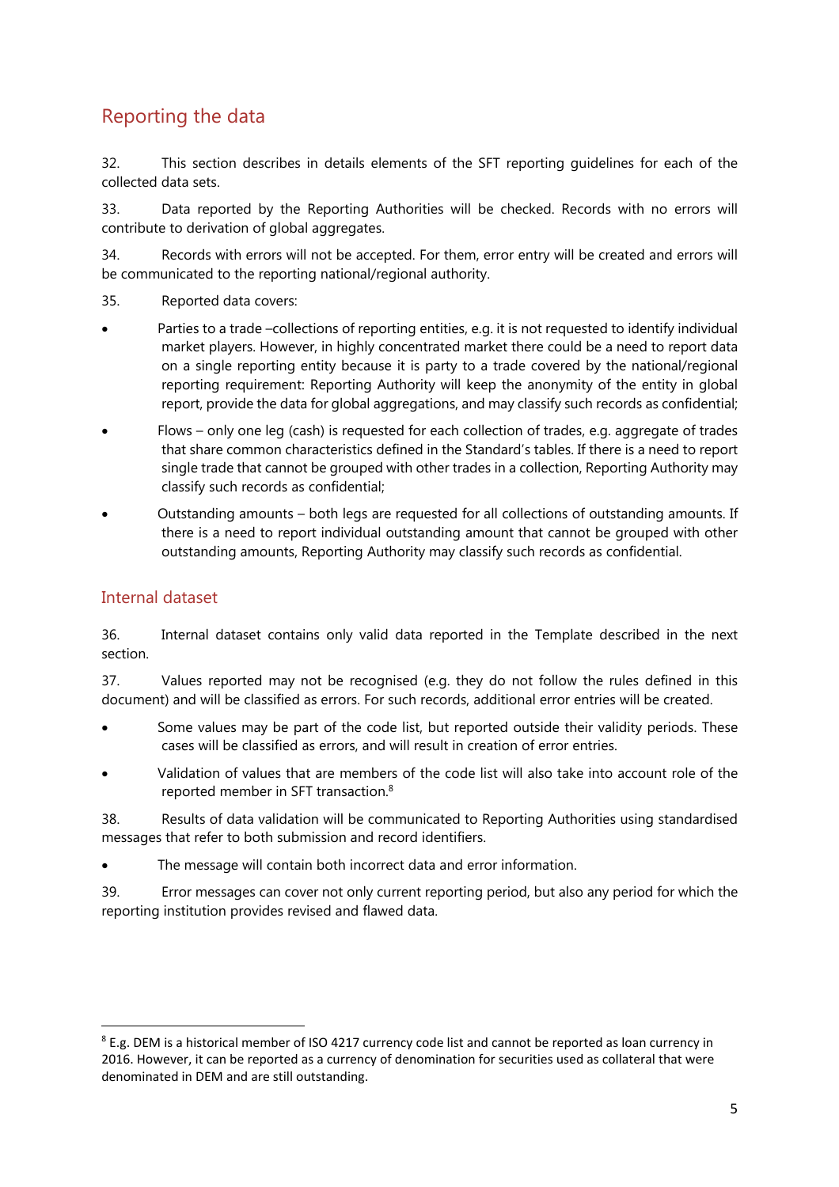## Reporting the data

32. This section describes in details elements of the SFT reporting guidelines for each of the collected data sets.

33. Data reported by the Reporting Authorities will be checked. Records with no errors will contribute to derivation of global aggregates.

34. Records with errors will not be accepted. For them, error entry will be created and errors will be communicated to the reporting national/regional authority.

35. Reported data covers:

- Parties to a trade –collections of reporting entities, e.g. it is not requested to identify individual market players. However, in highly concentrated market there could be a need to report data on a single reporting entity because it is party to a trade covered by the national/regional reporting requirement: Reporting Authority will keep the anonymity of the entity in global report, provide the data for global aggregations, and may classify such records as confidential;
- Flows – only one leg (cash) is requested for each collection of trades, e.g. aggregate of trades that share common characteristics defined in the Standard's tables. If there is a need to report single trade that cannot be grouped with other trades in a collection, Reporting Authority may classify such records as confidential;
- Outstanding amounts – both legs are requested for all collections of outstanding amounts. If there is a need to report individual outstanding amount that cannot be grouped with other outstanding amounts, Reporting Authority may classify such records as confidential.

## Internal dataset

36. Internal dataset contains only valid data reported in the Template described in the next section.

37. Values reported may not be recognised (e.g. they do not follow the rules defined in this document) and will be classified as errors. For such records, additional error entries will be created.

- Some values may be part of the code list, but reported outside their validity periods. These cases will be classified as errors, and will result in creation of error entries.
- Validation of values that are members of the code list will also take into account role of the reported member in SFT transaction.[8]

38. Results of data validation will be communicated to Reporting Authorities using standardised messages that refer to both submission and record identifiers.

- The message will contain both incorrect data and error information.

39. Error messages can cover not only current reporting period, but also any period for which the reporting institution provides revised and flawed data.

[8] E.g. DEM is a historical member of ISO 4217 currency code list and cannot be reported as loan currency in 2016. However, it can be reported as a currency of denomination for securities used as collateral that were denominated in DEM and are still outstanding.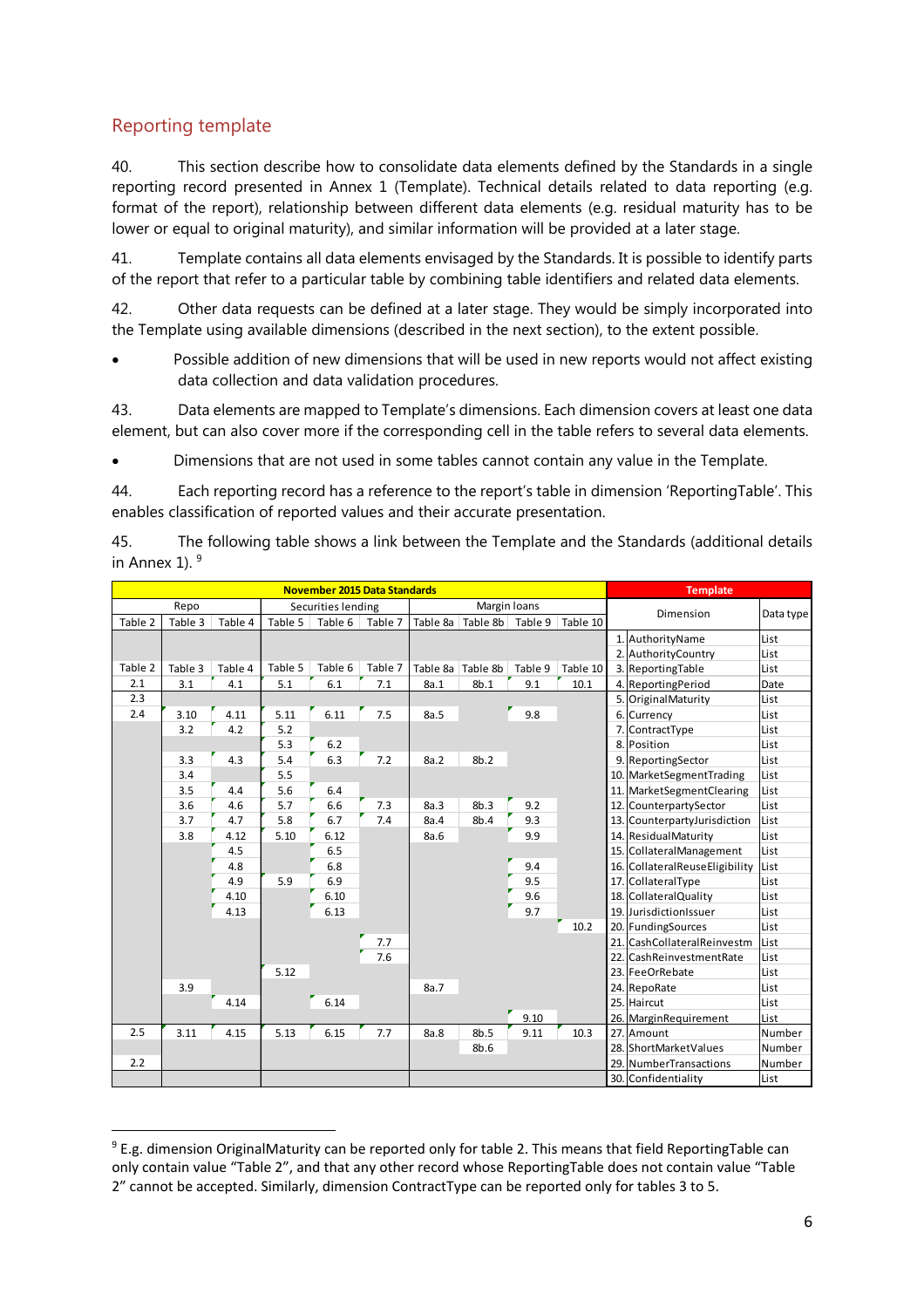## Reporting template

40. This section describe how to consolidate data elements defined by the Standards in a single reporting record presented in Annex 1 (Template). Technical details related to data reporting (e.g. format of the report), relationship between different data elements (e.g. residual maturity has to be lower or equal to original maturity), and similar information will be provided at a later stage.

41. Template contains all data elements envisaged by the Standards. It is possible to identify parts of the report that refer to a particular table by combining table identifiers and related data elements.

42. Other data requests can be defined at a later stage. They would be simply incorporated into the Template using available dimensions (described in the next section), to the extent possible.

- Possible addition of new dimensions that will be used in new reports would not affect existing data collection and data validation procedures.

43. Data elements are mapped to Template's dimensions. Each dimension covers at least one data element, but can also cover more if the corresponding cell in the table refers to several data elements.

- Dimensions that are not used in some tables cannot contain any value in the Template.

44. Each reporting record has a reference to the report's table in dimension 'ReportingTable'. This enables classification of reported values and their accurate presentation.

45. The following table shows a link between the Template and the Standards (additional details in Annex 1).[9]

| November 2015 Data Standards | | | | | | | | | | Template | | |
|---|---|---|---|---|---|---|---|---|---|---|---|---|
| Repo | | | Securities lending | | | Margin loans | | | | Dimension | | Data type |
| Table 2 | Table 3 | Table 4 | Table 5 | Table 6 | Table 7 | Table 8a | Table 8b | Table 9 | Table 10 | | | |
| | | | | | | | | | | 1. | AuthorityName | List |
| | | | | | | | | | | 2. | AuthorityCountry | List |
| Table 2 | Table 3 | Table 4 | Table 5 | Table 6 | Table 7 | Table 8a | Table 8b | Table 9 | Table 10 | 3. | ReportingTable | List |
| 2.1 | 3.1 | 4.1 | 5.1 | 6.1 | 7.1 | 8a.1 | 8b.1 | 9.1 | 10.1 | 4. | ReportingPeriod | Date |
| 2.3 | | | | | | | | | | 5. | OriginalMaturity | List |
| 2.4 | 3.10 | 4.11 | 5.11 | 6.11 | 7.5 | 8a.5 | | 9.8 | | 6. | Currency | List |
| | 3.2 | 4.2 | 5.2 | | | | | | | 7. | ContractType | List |
| | | | 5.3 | 6.2 | | | | | | 8. | Position | List |
| | 3.3 | 4.3 | 5.4 | 6.3 | 7.2 | 8a.2 | 8b.2 | | | 9. | ReportingSector | List |
| | 3.4 | | 5.5 | | | | | | | 10. | MarketSegmentTrading | List |
| | 3.5 | 4.4 | 5.6 | 6.4 | | | | | | 11. | MarketSegmentClearing | List |
| | 3.6 | 4.6 | 5.7 | 6.6 | 7.3 | 8a.3 | 8b.3 | 9.2 | | 12. | CounterpartySector | List |
| | 3.7 | 4.7 | 5.8 | 6.7 | 7.4 | 8a.4 | 8b.4 | 9.3 | | 13. | CounterpartyJurisdiction | List |
| | 3.8 | 4.12 | 5.10 | 6.12 | | 8a.6 | | 9.9 | | 14. | ResidualMaturity | List |
| | | 4.5 | | 6.5 | | | | | | 15. | CollateralManagement | List |
| | | 4.8 | | 6.8 | | | | 9.4 | | 16. | CollateralReuseEligibility | List |
| | | 4.9 | 5.9 | 6.9 | | | | 9.5 | | 17. | CollateralType | List |
| | | 4.10 | | 6.10 | | | | 9.6 | | 18. | CollateralQuality | List |
| | | 4.13 | | 6.13 | | | | 9.7 | | 19. | JurisdictionIssuer | List |
| | | | | | | | | | 10.2 | 20. | FundingSources | List |
| | | | | | 7.7 | | | | | 21. | CashCollateralReinvestm | List |
| | | | | | 7.6 | | | | | 22. | CashReinvestmentRate | List |
| | | | 5.12 | | | | | | | 23. | FeeOrRebate | List |
| | 3.9 | | | | | 8a.7 | | | | 24. | RepoRate | List |
| | | 4.14 | | 6.14 | | | | | | 25. | Haircut | List |
| | | | | | | | | 9.10 | | 26. | MarginRequirement | List |
| 2.5 | 3.11 | 4.15 | 5.13 | 6.15 | 7.7 | 8a.8 | 8b.5 | 9.11 | 10.3 | 27. | Amount | Number |
| | | | | | | | 8b.6 | | | 28. | ShortMarketValues | Number |
| 2.2 | | | | | | | | | | 29. | NumberTransactions | Number |
| | | | | | | | | | | 30. | Confidentiality | List |

[9] E.g. dimension OriginalMaturity can be reported only for table 2. This means that field ReportingTable can only contain value "Table 2", and that any other record whose ReportingTable does not contain value "Table 2" cannot be accepted. Similarly, dimension ContractType can be reported only for tables 3 to 5.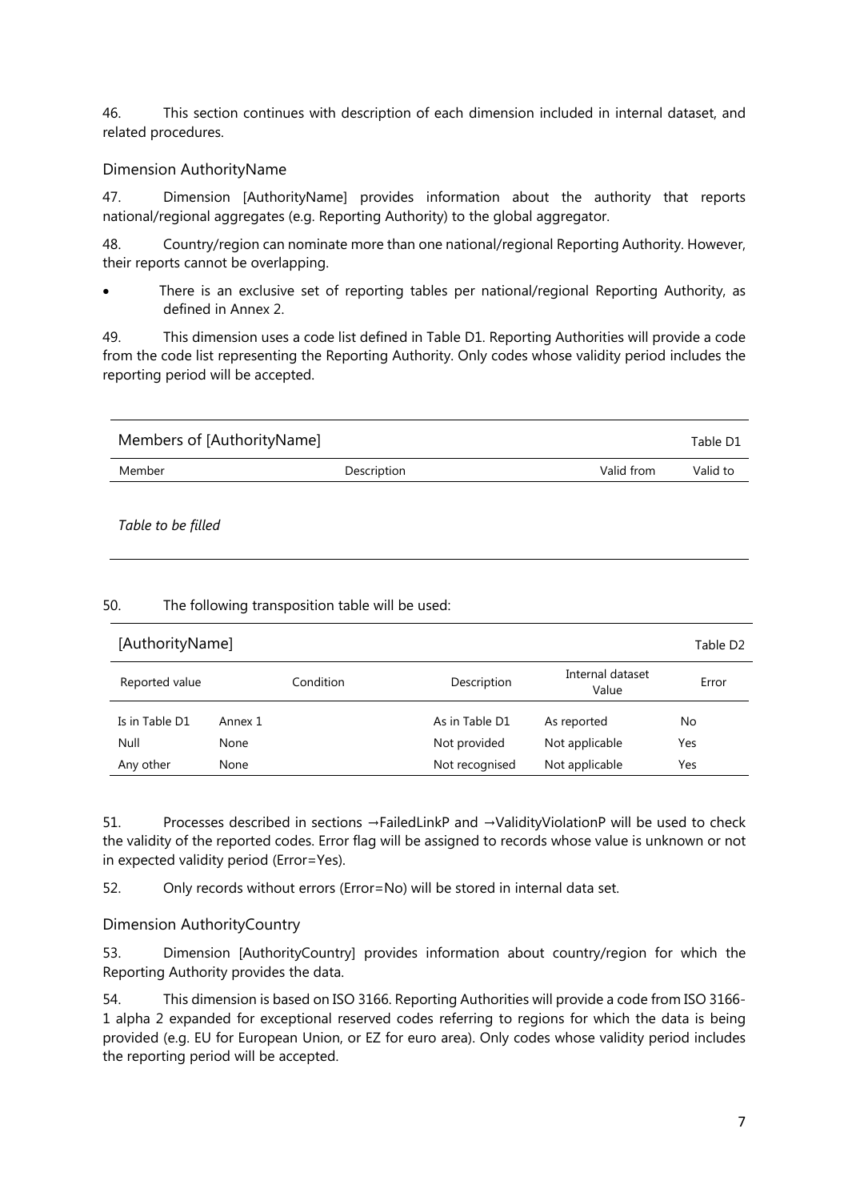46. This section continues with description of each dimension included in internal dataset, and related procedures.

### Dimension AuthorityName

47. Dimension [AuthorityName] provides information about the authority that reports national/regional aggregates (e.g. Reporting Authority) to the global aggregator.

48. Country/region can nominate more than one national/regional Reporting Authority. However, their reports cannot be overlapping.

- There is an exclusive set of reporting tables per national/regional Reporting Authority, as defined in Annex 2.

49. This dimension uses a code list defined in Table D1. Reporting Authorities will provide a code from the code list representing the Reporting Authority. Only codes whose validity period includes the reporting period will be accepted.

**Members of [AuthorityName]** — Table D1

| Member | Description | Valid from | Valid to |
|---|---|---|---|
| *Table to be filled* | | | |

50. The following transposition table will be used:

**[AuthorityName]** — Table D2

| Reported value | Condition | Description | Internal dataset Value | Error |
|---|---|---|---|---|
| Is in Table D1 | Annex 1 | As in Table D1 | As reported | No |
| Null | None | Not provided | Not applicable | Yes |
| Any other | None | Not recognised | Not applicable | Yes |

51. Processes described in sections →FailedLinkP and →ValidityViolationP will be used to check the validity of the reported codes. Error flag will be assigned to records whose value is unknown or not in expected validity period (Error=Yes).

52. Only records without errors (Error=No) will be stored in internal data set.

### Dimension AuthorityCountry

53. Dimension [AuthorityCountry] provides information about country/region for which the Reporting Authority provides the data.

54. This dimension is based on ISO 3166. Reporting Authorities will provide a code from ISO 3166-1 alpha 2 expanded for exceptional reserved codes referring to regions for which the data is being provided (e.g. EU for European Union, or EZ for euro area). Only codes whose validity period includes the reporting period will be accepted.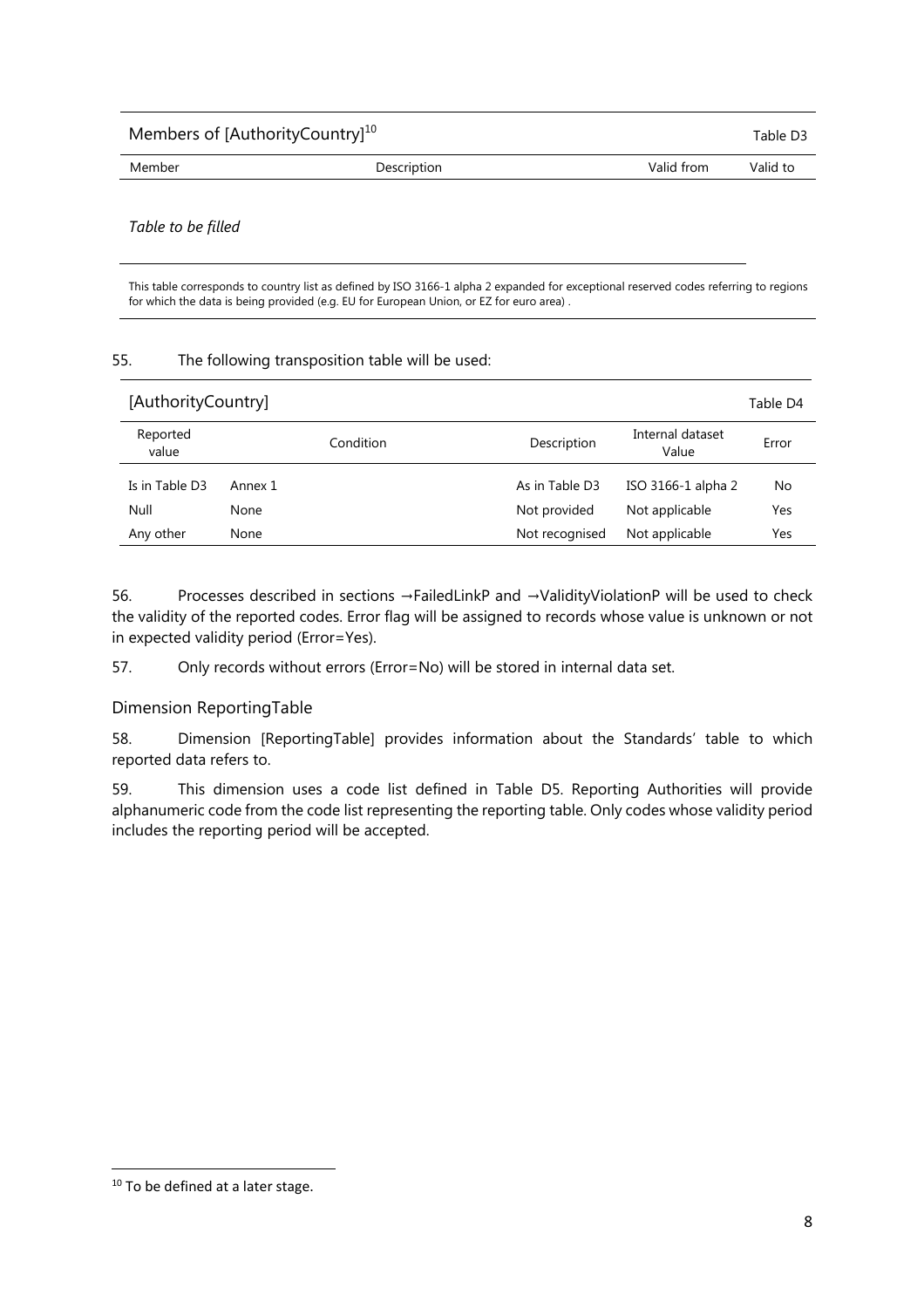| Members of [AuthorityCountry][10] | | | Table D3 |
|---|---|---|---|
| Member | Description | Valid from | Valid to |

*Table to be filled*

This table corresponds to country list as defined by ISO 3166-1 alpha 2 expanded for exceptional reserved codes referring to regions for which the data is being provided (e.g. EU for European Union, or EZ for euro area) .

55. The following transposition table will be used:

| [AuthorityCountry] | | | | Table D4 |
|---|---|---|---|---|
| Reported value | Condition | Description | Internal dataset Value | Error |
| Is in Table D3 | Annex 1 | As in Table D3 | ISO 3166-1 alpha 2 | No |
| Null | None | Not provided | Not applicable | Yes |
| Any other | None | Not recognised | Not applicable | Yes |

56. Processes described in sections →FailedLinkP and →ValidityViolationP will be used to check the validity of the reported codes. Error flag will be assigned to records whose value is unknown or not in expected validity period (Error=Yes).

57. Only records without errors (Error=No) will be stored in internal data set.

### Dimension ReportingTable

58. Dimension [ReportingTable] provides information about the Standards' table to which reported data refers to.

59. This dimension uses a code list defined in Table D5. Reporting Authorities will provide alphanumeric code from the code list representing the reporting table. Only codes whose validity period includes the reporting period will be accepted.

[10] To be defined at a later stage.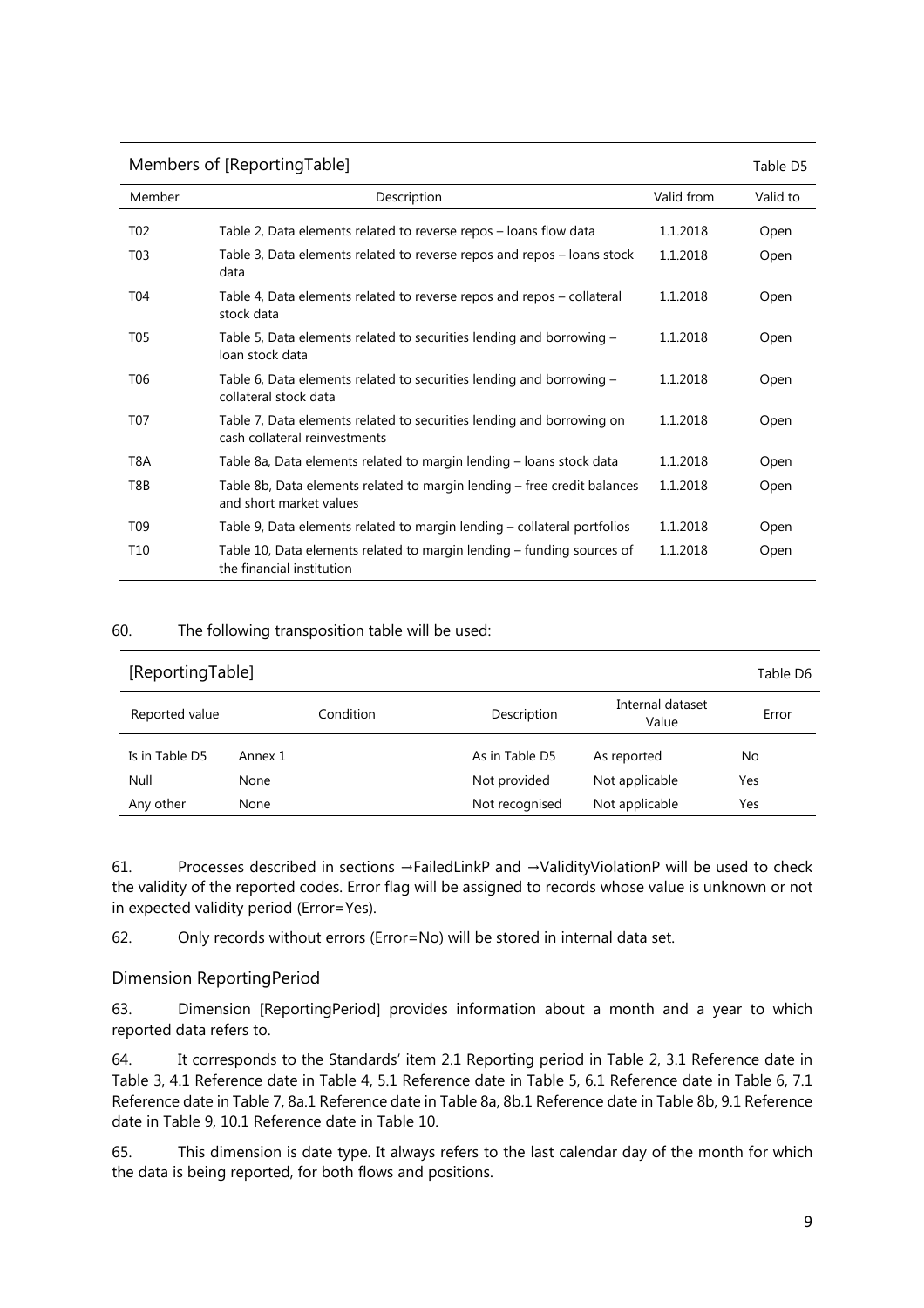| Members of [ReportingTable] | | | Table D5 |
|---|---|---|---|
| Member | Description | Valid from | Valid to |
| T02 | Table 2, Data elements related to reverse repos – loans flow data | 1.1.2018 | Open |
| T03 | Table 3, Data elements related to reverse repos and repos – loans stock data | 1.1.2018 | Open |
| T04 | Table 4, Data elements related to reverse repos and repos – collateral stock data | 1.1.2018 | Open |
| T05 | Table 5, Data elements related to securities lending and borrowing – loan stock data | 1.1.2018 | Open |
| T06 | Table 6, Data elements related to securities lending and borrowing – collateral stock data | 1.1.2018 | Open |
| T07 | Table 7, Data elements related to securities lending and borrowing on cash collateral reinvestments | 1.1.2018 | Open |
| T8A | Table 8a, Data elements related to margin lending – loans stock data | 1.1.2018 | Open |
| T8B | Table 8b, Data elements related to margin lending – free credit balances and short market values | 1.1.2018 | Open |
| T09 | Table 9, Data elements related to margin lending – collateral portfolios | 1.1.2018 | Open |
| T10 | Table 10, Data elements related to margin lending – funding sources of the financial institution | 1.1.2018 | Open |

60. The following transposition table will be used:

| [ReportingTable] | | | | Table D6 |
|---|---|---|---|---|
| Reported value | Condition | Description | Internal dataset Value | Error |
| Is in Table D5 | Annex 1 | As in Table D5 | As reported | No |
| Null | None | Not provided | Not applicable | Yes |
| Any other | None | Not recognised | Not applicable | Yes |

61. Processes described in sections →FailedLinkP and →ValidityViolationP will be used to check the validity of the reported codes. Error flag will be assigned to records whose value is unknown or not in expected validity period (Error=Yes).

62. Only records without errors (Error=No) will be stored in internal data set.

### Dimension ReportingPeriod

63. Dimension [ReportingPeriod] provides information about a month and a year to which reported data refers to.

64. It corresponds to the Standards' item 2.1 Reporting period in Table 2, 3.1 Reference date in Table 3, 4.1 Reference date in Table 4, 5.1 Reference date in Table 5, 6.1 Reference date in Table 6, 7.1 Reference date in Table 7, 8a.1 Reference date in Table 8a, 8b.1 Reference date in Table 8b, 9.1 Reference date in Table 9, 10.1 Reference date in Table 10.

65. This dimension is date type. It always refers to the last calendar day of the month for which the data is being reported, for both flows and positions.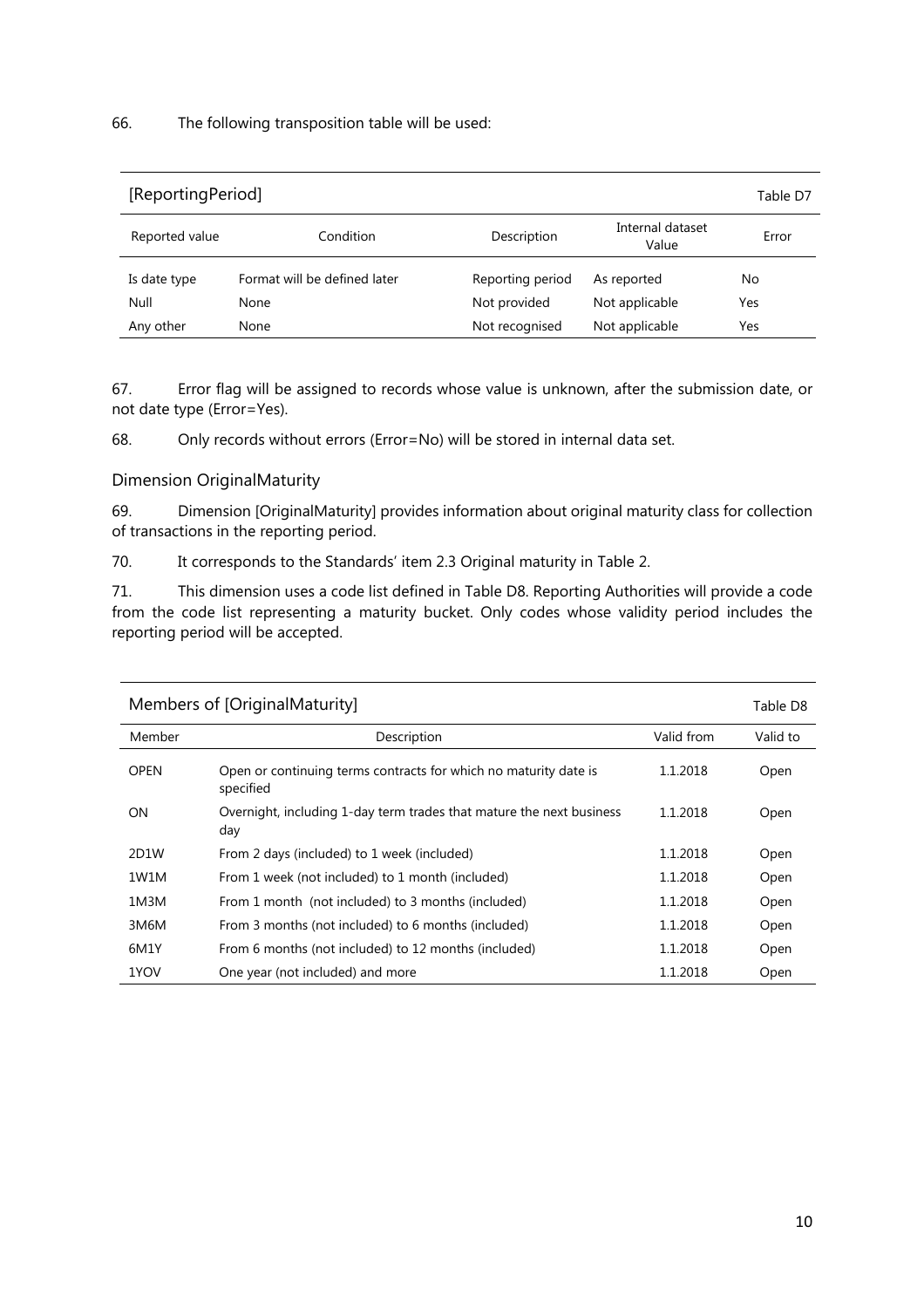66. The following transposition table will be used:

| [ReportingPeriod] | | | | Table D7 |
|---|---|---|---|---|
| Reported value | Condition | Description | Internal dataset Value | Error |
| Is date type | Format will be defined later | Reporting period | As reported | No |
| Null | None | Not provided | Not applicable | Yes |
| Any other | None | Not recognised | Not applicable | Yes |

67. Error flag will be assigned to records whose value is unknown, after the submission date, or not date type (Error=Yes).

68. Only records without errors (Error=No) will be stored in internal data set.

### Dimension OriginalMaturity

69. Dimension [OriginalMaturity] provides information about original maturity class for collection of transactions in the reporting period.

70. It corresponds to the Standards' item 2.3 Original maturity in Table 2.

71. This dimension uses a code list defined in Table D8. Reporting Authorities will provide a code from the code list representing a maturity bucket. Only codes whose validity period includes the reporting period will be accepted.

| Members of [OriginalMaturity] | | | Table D8 |
|---|---|---|---|
| Member | Description | Valid from | Valid to |
| OPEN | Open or continuing terms contracts for which no maturity date is specified | 1.1.2018 | Open |
| ON | Overnight, including 1-day term trades that mature the next business day | 1.1.2018 | Open |
| 2D1W | From 2 days (included) to 1 week (included) | 1.1.2018 | Open |
| 1W1M | From 1 week (not included) to 1 month (included) | 1.1.2018 | Open |
| 1M3M | From 1 month (not included) to 3 months (included) | 1.1.2018 | Open |
| 3M6M | From 3 months (not included) to 6 months (included) | 1.1.2018 | Open |
| 6M1Y | From 6 months (not included) to 12 months (included) | 1.1.2018 | Open |
| 1YOV | One year (not included) and more | 1.1.2018 | Open |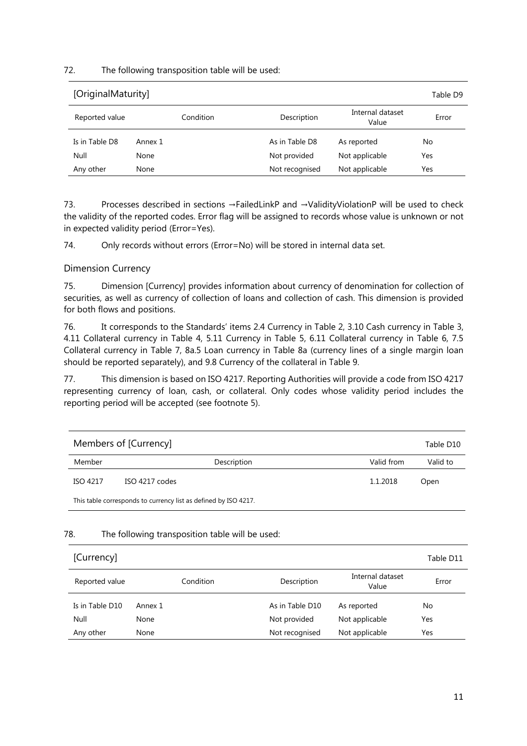72. The following transposition table will be used:

| [OriginalMaturity] | | | | Table D9 |
|---|---|---|---|---|
| Reported value | Condition | Description | Internal dataset Value | Error |
| Is in Table D8 | Annex 1 | As in Table D8 | As reported | No |
| Null | None | Not provided | Not applicable | Yes |
| Any other | None | Not recognised | Not applicable | Yes |

73. Processes described in sections →FailedLinkP and →ValidityViolationP will be used to check the validity of the reported codes. Error flag will be assigned to records whose value is unknown or not in expected validity period (Error=Yes).

74. Only records without errors (Error=No) will be stored in internal data set.

### Dimension Currency

75. Dimension [Currency] provides information about currency of denomination for collection of securities, as well as currency of collection of loans and collection of cash. This dimension is provided for both flows and positions.

76. It corresponds to the Standards' items 2.4 Currency in Table 2, 3.10 Cash currency in Table 3, 4.11 Collateral currency in Table 4, 5.11 Currency in Table 5, 6.11 Collateral currency in Table 6, 7.5 Collateral currency in Table 7, 8a.5 Loan currency in Table 8a (currency lines of a single margin loan should be reported separately), and 9.8 Currency of the collateral in Table 9.

77. This dimension is based on ISO 4217. Reporting Authorities will provide a code from ISO 4217 representing currency of loan, cash, or collateral. Only codes whose validity period includes the reporting period will be accepted (see footnote 5).

| Members of [Currency] | | | Table D10 |
|---|---|---|---|
| Member | Description | Valid from | Valid to |
| ISO 4217 | ISO 4217 codes | 1.1.2018 | Open |

This table corresponds to currency list as defined by ISO 4217.

78. The following transposition table will be used:

| [Currency] | | | | Table D11 |
|---|---|---|---|---|
| Reported value | Condition | Description | Internal dataset Value | Error |
| Is in Table D10 | Annex 1 | As in Table D10 | As reported | No |
| Null | None | Not provided | Not applicable | Yes |
| Any other | None | Not recognised | Not applicable | Yes |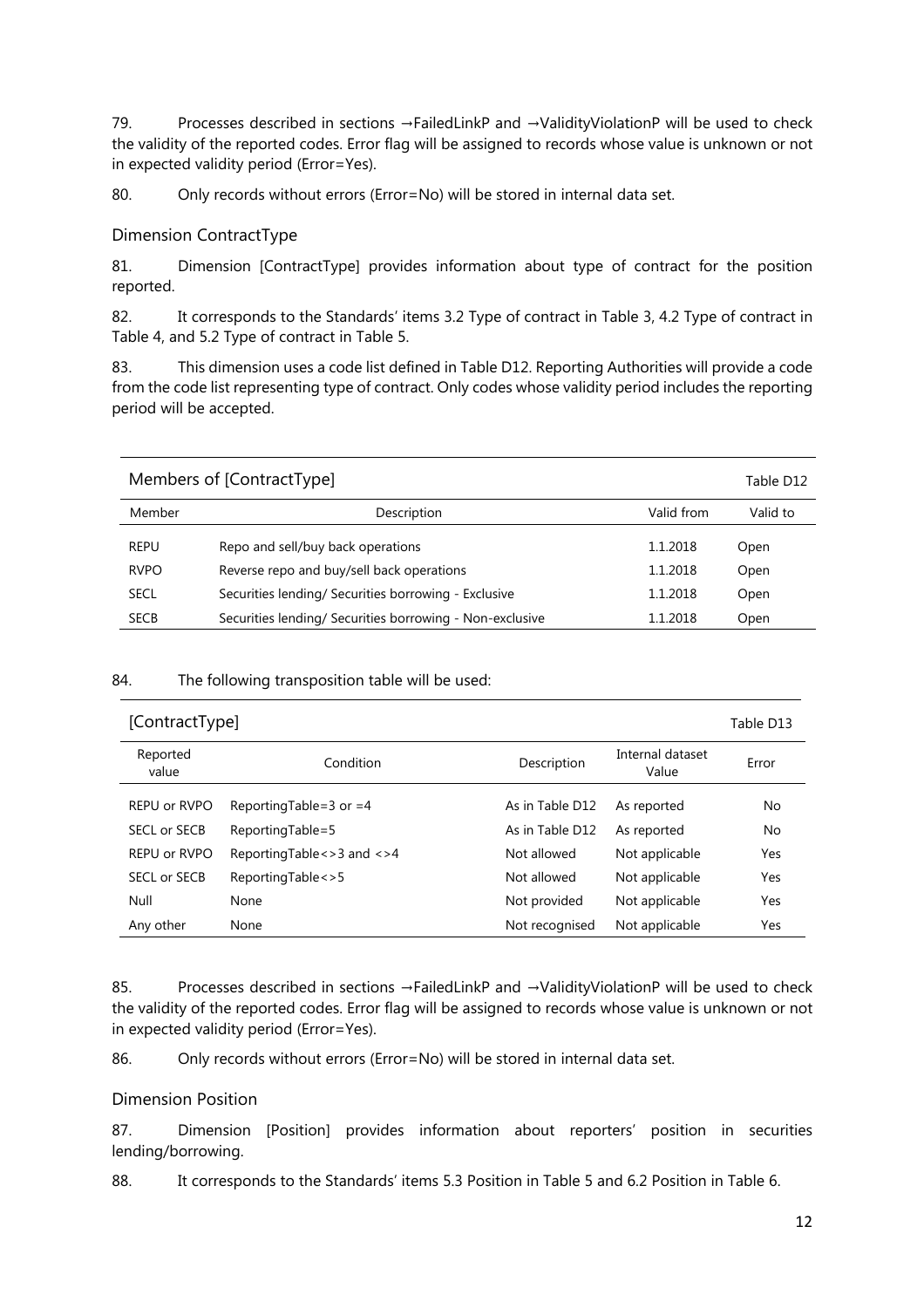79. Processes described in sections →FailedLinkP and →ValidityViolationP will be used to check the validity of the reported codes. Error flag will be assigned to records whose value is unknown or not in expected validity period (Error=Yes).

80. Only records without errors (Error=No) will be stored in internal data set.

### Dimension ContractType

81. Dimension [ContractType] provides information about type of contract for the position reported.

82. It corresponds to the Standards' items 3.2 Type of contract in Table 3, 4.2 Type of contract in Table 4, and 5.2 Type of contract in Table 5.

83. This dimension uses a code list defined in Table D12. Reporting Authorities will provide a code from the code list representing type of contract. Only codes whose validity period includes the reporting period will be accepted.

| Members of [ContractType] | | | Table D12 |
|---|---|---|---|
| Member | Description | Valid from | Valid to |
| REPU | Repo and sell/buy back operations | 1.1.2018 | Open |
| RVPO | Reverse repo and buy/sell back operations | 1.1.2018 | Open |
| SECL | Securities lending/ Securities borrowing - Exclusive | 1.1.2018 | Open |
| SECB | Securities lending/ Securities borrowing - Non-exclusive | 1.1.2018 | Open |

84. The following transposition table will be used:

| [ContractType] | | | | Table D13 |
|---|---|---|---|---|
| Reported value | Condition | Description | Internal dataset Value | Error |
| REPU or RVPO | ReportingTable=3 or =4 | As in Table D12 | As reported | No |
| SECL or SECB | ReportingTable=5 | As in Table D12 | As reported | No |
| REPU or RVPO | ReportingTable<>3 and <>4 | Not allowed | Not applicable | Yes |
| SECL or SECB | ReportingTable<>5 | Not allowed | Not applicable | Yes |
| Null | None | Not provided | Not applicable | Yes |
| Any other | None | Not recognised | Not applicable | Yes |

85. Processes described in sections →FailedLinkP and →ValidityViolationP will be used to check the validity of the reported codes. Error flag will be assigned to records whose value is unknown or not in expected validity period (Error=Yes).

86. Only records without errors (Error=No) will be stored in internal data set.

### Dimension Position

87. Dimension [Position] provides information about reporters' position in securities lending/borrowing.

88. It corresponds to the Standards' items 5.3 Position in Table 5 and 6.2 Position in Table 6.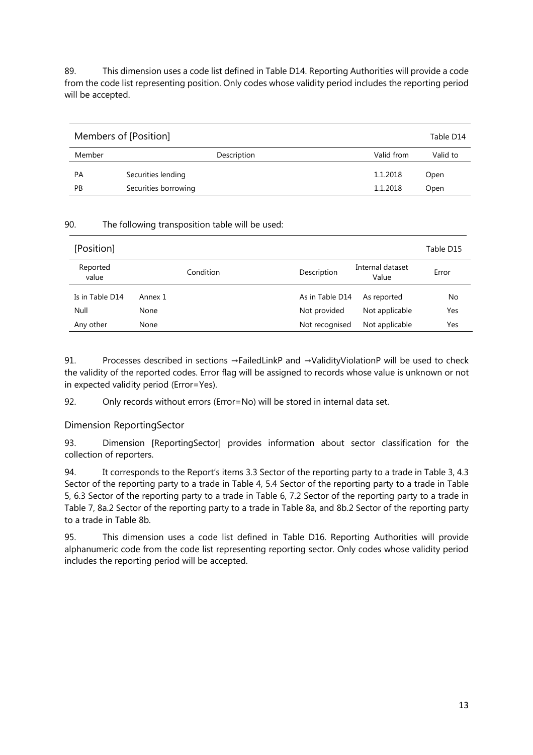89. This dimension uses a code list defined in Table D14. Reporting Authorities will provide a code from the code list representing position. Only codes whose validity period includes the reporting period will be accepted.

| Members of [Position] | | | Table D14 |
|---|---|---|---|
| Member | Description | Valid from | Valid to |
| PA | Securities lending | 1.1.2018 | Open |
| PB | Securities borrowing | 1.1.2018 | Open |

90. The following transposition table will be used:

| [Position] | | | | Table D15 |
|---|---|---|---|---|
| Reported value | Condition | Description | Internal dataset Value | Error |
| Is in Table D14 | Annex 1 | As in Table D14 | As reported | No |
| Null | None | Not provided | Not applicable | Yes |
| Any other | None | Not recognised | Not applicable | Yes |

91. Processes described in sections →FailedLinkP and →ValidityViolationP will be used to check the validity of the reported codes. Error flag will be assigned to records whose value is unknown or not in expected validity period (Error=Yes).

92. Only records without errors (Error=No) will be stored in internal data set.

### Dimension ReportingSector

93. Dimension [ReportingSector] provides information about sector classification for the collection of reporters.

94. It corresponds to the Report's items 3.3 Sector of the reporting party to a trade in Table 3, 4.3 Sector of the reporting party to a trade in Table 4, 5.4 Sector of the reporting party to a trade in Table 5, 6.3 Sector of the reporting party to a trade in Table 6, 7.2 Sector of the reporting party to a trade in Table 7, 8a.2 Sector of the reporting party to a trade in Table 8a, and 8b.2 Sector of the reporting party to a trade in Table 8b.

95. This dimension uses a code list defined in Table D16. Reporting Authorities will provide alphanumeric code from the code list representing reporting sector. Only codes whose validity period includes the reporting period will be accepted.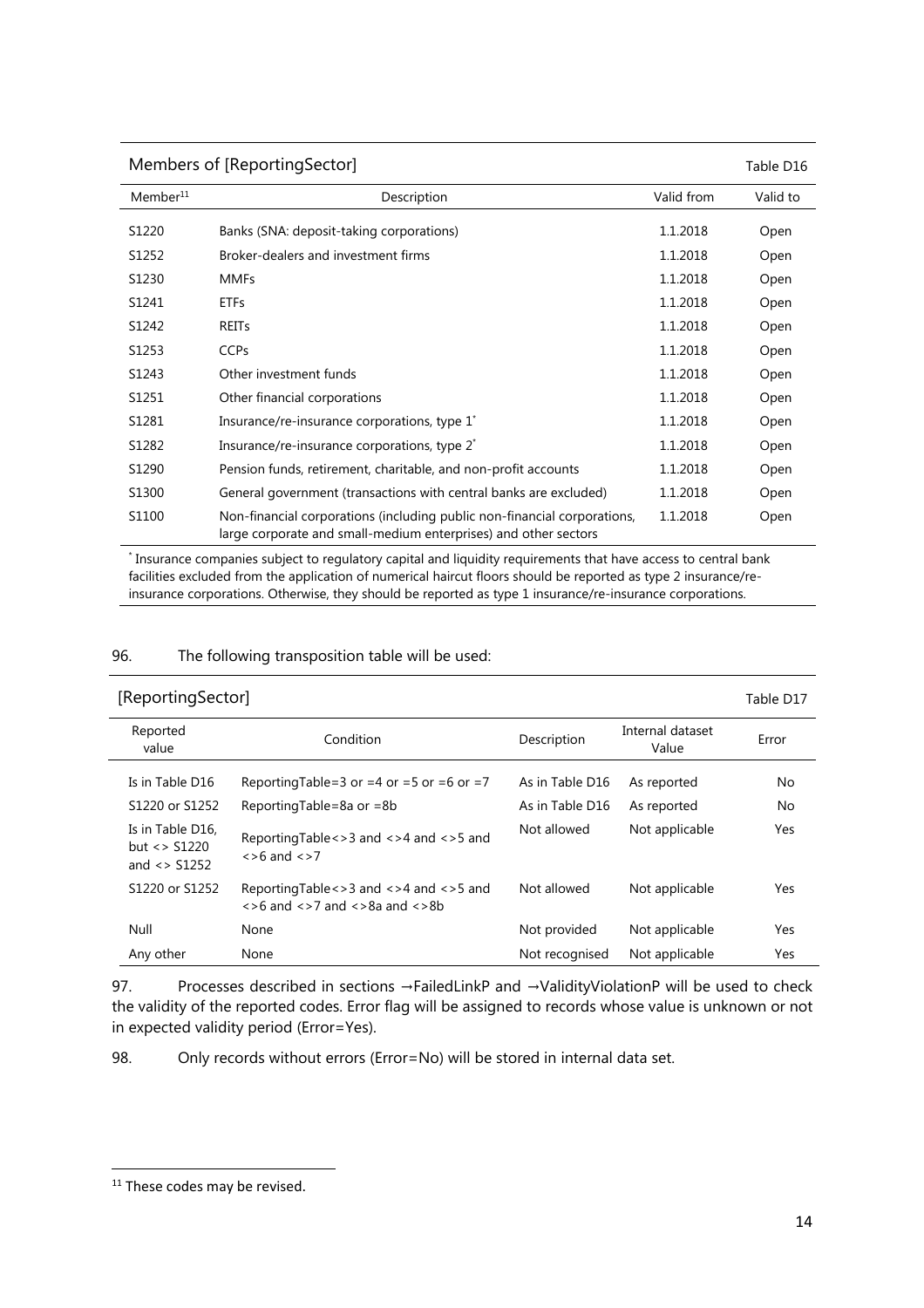Members of [ReportingSector] Table D16

| Member[11] | Description | Valid from | Valid to |
|---|---|---|---|
| S1220 | Banks (SNA: deposit-taking corporations) | 1.1.2018 | Open |
| S1252 | Broker-dealers and investment firms | 1.1.2018 | Open |
| S1230 | MMFs | 1.1.2018 | Open |
| S1241 | ETFs | 1.1.2018 | Open |
| S1242 | REITs | 1.1.2018 | Open |
| S1253 | CCPs | 1.1.2018 | Open |
| S1243 | Other investment funds | 1.1.2018 | Open |
| S1251 | Other financial corporations | 1.1.2018 | Open |
| S1281 | Insurance/re-insurance corporations, type 1* | 1.1.2018 | Open |
| S1282 | Insurance/re-insurance corporations, type 2* | 1.1.2018 | Open |
| S1290 | Pension funds, retirement, charitable, and non-profit accounts | 1.1.2018 | Open |
| S1300 | General government (transactions with central banks are excluded) | 1.1.2018 | Open |
| S1100 | Non-financial corporations (including public non-financial corporations, large corporate and small-medium enterprises) and other sectors | 1.1.2018 | Open |

* Insurance companies subject to regulatory capital and liquidity requirements that have access to central bank facilities excluded from the application of numerical haircut floors should be reported as type 2 insurance/re-insurance corporations. Otherwise, they should be reported as type 1 insurance/re-insurance corporations.

96. The following transposition table will be used:

[ReportingSector] Table D17

| Reported value | Condition | Description | Internal dataset Value | Error |
|---|---|---|---|---|
| Is in Table D16 | ReportingTable=3 or =4 or =5 or =6 or =7 | As in Table D16 | As reported | No |
| S1220 or S1252 | ReportingTable=8a or =8b | As in Table D16 | As reported | No |
| Is in Table D16, but <> S1220 and <> S1252 | ReportingTable<>3 and <>4 and <>5 and <>6 and <>7 | Not allowed | Not applicable | Yes |
| S1220 or S1252 | ReportingTable<>3 and <>4 and <>5 and <>6 and <>7 and <>8a and <>8b | Not allowed | Not applicable | Yes |
| Null | None | Not provided | Not applicable | Yes |
| Any other | None | Not recognised | Not applicable | Yes |

97. Processes described in sections →FailedLinkP and →ValidityViolationP will be used to check the validity of the reported codes. Error flag will be assigned to records whose value is unknown or not in expected validity period (Error=Yes).

98. Only records without errors (Error=No) will be stored in internal data set.

[11] These codes may be revised.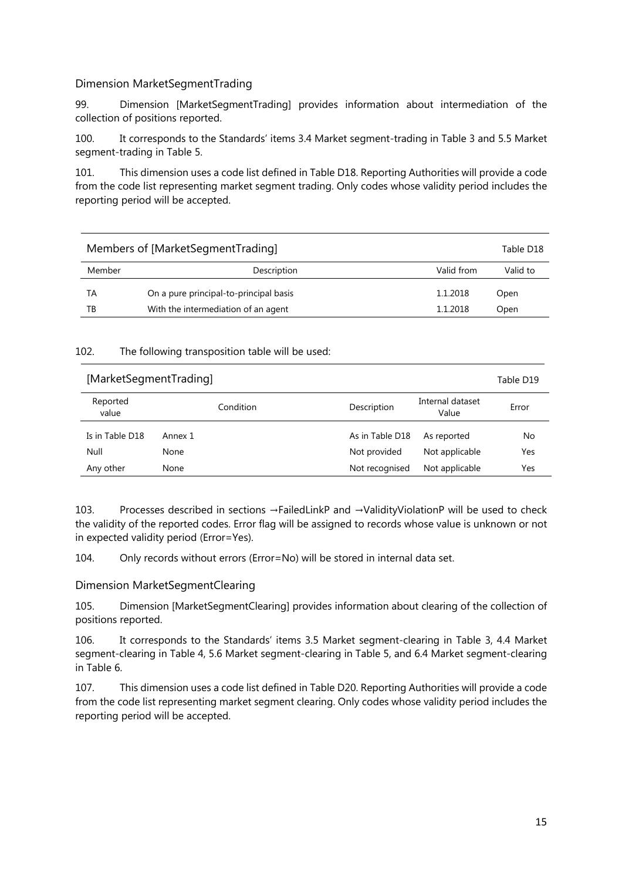### Dimension MarketSegmentTrading

99. Dimension [MarketSegmentTrading] provides information about intermediation of the collection of positions reported.

100. It corresponds to the Standards' items 3.4 Market segment-trading in Table 3 and 5.5 Market segment-trading in Table 5.

101. This dimension uses a code list defined in Table D18. Reporting Authorities will provide a code from the code list representing market segment trading. Only codes whose validity period includes the reporting period will be accepted.

| Members of [MarketSegmentTrading] | | | Table D18 |
|---|---|---|---|
| Member | Description | Valid from | Valid to |
| TA | On a pure principal-to-principal basis | 1.1.2018 | Open |
| TB | With the intermediation of an agent | 1.1.2018 | Open |

102. The following transposition table will be used:

| [MarketSegmentTrading] | | | | Table D19 |
|---|---|---|---|---|
| Reported value | Condition | Description | Internal dataset Value | Error |
| Is in Table D18 | Annex 1 | As in Table D18 | As reported | No |
| Null | None | Not provided | Not applicable | Yes |
| Any other | None | Not recognised | Not applicable | Yes |

103. Processes described in sections →FailedLinkP and →ValidityViolationP will be used to check the validity of the reported codes. Error flag will be assigned to records whose value is unknown or not in expected validity period (Error=Yes).

104. Only records without errors (Error=No) will be stored in internal data set.

### Dimension MarketSegmentClearing

105. Dimension [MarketSegmentClearing] provides information about clearing of the collection of positions reported.

106. It corresponds to the Standards' items 3.5 Market segment-clearing in Table 3, 4.4 Market segment-clearing in Table 4, 5.6 Market segment-clearing in Table 5, and 6.4 Market segment-clearing in Table 6.

107. This dimension uses a code list defined in Table D20. Reporting Authorities will provide a code from the code list representing market segment clearing. Only codes whose validity period includes the reporting period will be accepted.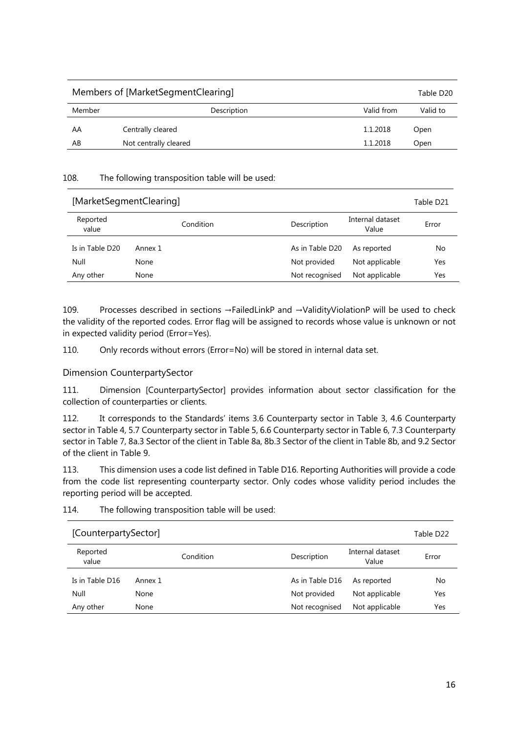| Members of [MarketSegmentClearing] | | | Table D20 |
|---|---|---|---|
| Member | Description | Valid from | Valid to |
| AA | Centrally cleared | 1.1.2018 | Open |
| AB | Not centrally cleared | 1.1.2018 | Open |

108. The following transposition table will be used:

| [MarketSegmentClearing] | | | | Table D21 |
|---|---|---|---|---|
| Reported value | Condition | Description | Internal dataset Value | Error |
| Is in Table D20 | Annex 1 | As in Table D20 | As reported | No |
| Null | None | Not provided | Not applicable | Yes |
| Any other | None | Not recognised | Not applicable | Yes |

109. Processes described in sections →FailedLinkP and →ValidityViolationP will be used to check the validity of the reported codes. Error flag will be assigned to records whose value is unknown or not in expected validity period (Error=Yes).

110. Only records without errors (Error=No) will be stored in internal data set.

### Dimension CounterpartySector

111. Dimension [CounterpartySector] provides information about sector classification for the collection of counterparties or clients.

112. It corresponds to the Standards' items 3.6 Counterparty sector in Table 3, 4.6 Counterparty sector in Table 4, 5.7 Counterparty sector in Table 5, 6.6 Counterparty sector in Table 6, 7.3 Counterparty sector in Table 7, 8a.3 Sector of the client in Table 8a, 8b.3 Sector of the client in Table 8b, and 9.2 Sector of the client in Table 9.

113. This dimension uses a code list defined in Table D16. Reporting Authorities will provide a code from the code list representing counterparty sector. Only codes whose validity period includes the reporting period will be accepted.

114. The following transposition table will be used:

| [CounterpartySector] | | | | Table D22 |
|---|---|---|---|---|
| Reported value | Condition | Description | Internal dataset Value | Error |
| Is in Table D16 | Annex 1 | As in Table D16 | As reported | No |
| Null | None | Not provided | Not applicable | Yes |
| Any other | None | Not recognised | Not applicable | Yes |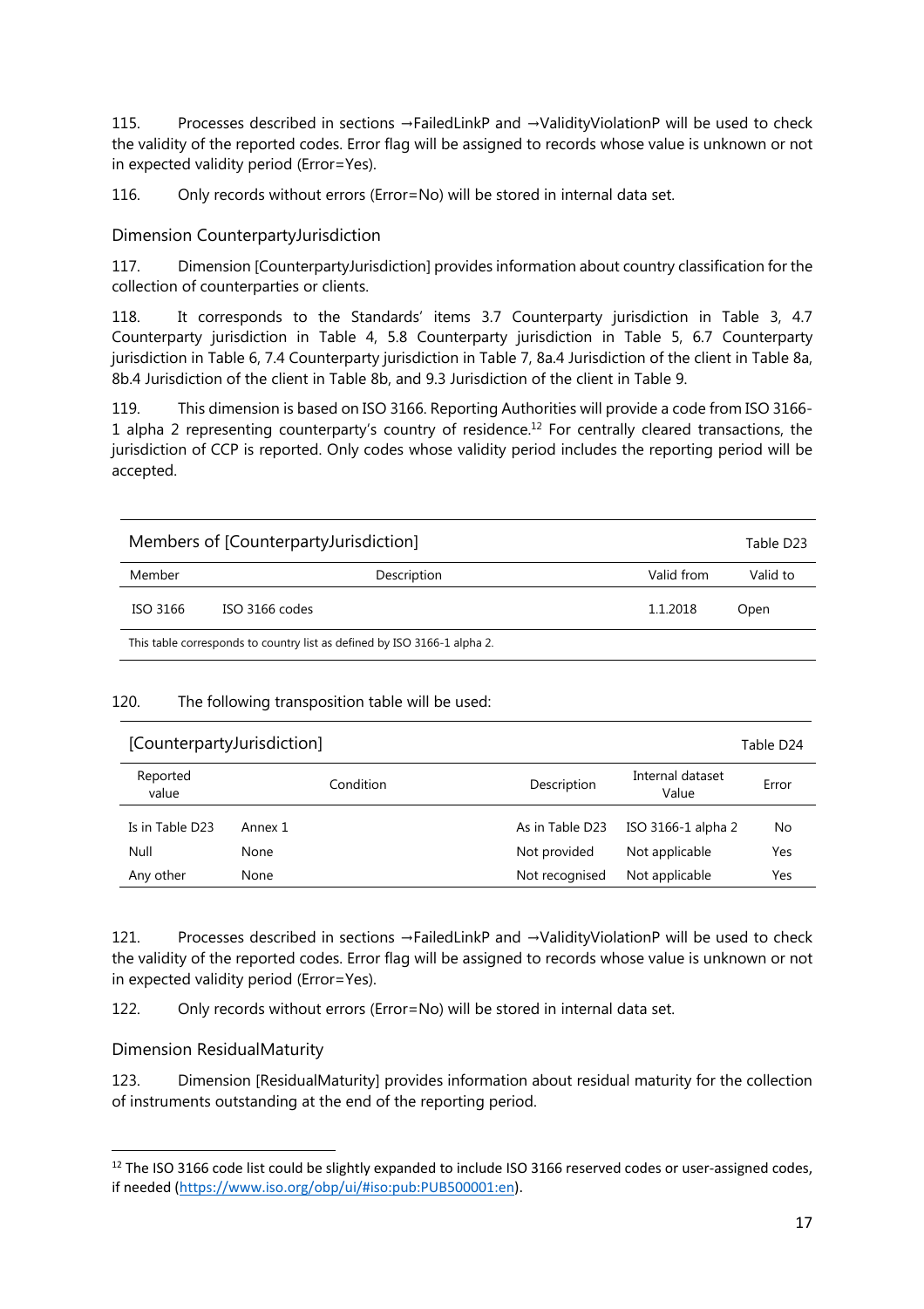115. Processes described in sections →FailedLinkP and →ValidityViolationP will be used to check the validity of the reported codes. Error flag will be assigned to records whose value is unknown or not in expected validity period (Error=Yes).

116. Only records without errors (Error=No) will be stored in internal data set.

### Dimension CounterpartyJurisdiction

117. Dimension [CounterpartyJurisdiction] provides information about country classification for the collection of counterparties or clients.

118. It corresponds to the Standards' items 3.7 Counterparty jurisdiction in Table 3, 4.7 Counterparty jurisdiction in Table 4, 5.8 Counterparty jurisdiction in Table 5, 6.7 Counterparty jurisdiction in Table 6, 7.4 Counterparty jurisdiction in Table 7, 8a.4 Jurisdiction of the client in Table 8a, 8b.4 Jurisdiction of the client in Table 8b, and 9.3 Jurisdiction of the client in Table 9.

119. This dimension is based on ISO 3166. Reporting Authorities will provide a code from ISO 3166-1 alpha 2 representing counterparty's country of residence.[12] For centrally cleared transactions, the jurisdiction of CCP is reported. Only codes whose validity period includes the reporting period will be accepted.

| Members of [CounterpartyJurisdiction] | | | Table D23 |
|---|---|---|---|
| Member | Description | Valid from | Valid to |
| ISO 3166 | ISO 3166 codes | 1.1.2018 | Open |
| This table corresponds to country list as defined by ISO 3166-1 alpha 2. | | | |

120. The following transposition table will be used:

| [CounterpartyJurisdiction] | | | | Table D24 |
|---|---|---|---|---|
| Reported value | Condition | Description | Internal dataset Value | Error |
| Is in Table D23 | Annex 1 | As in Table D23 | ISO 3166-1 alpha 2 | No |
| Null | None | Not provided | Not applicable | Yes |
| Any other | None | Not recognised | Not applicable | Yes |

121. Processes described in sections →FailedLinkP and →ValidityViolationP will be used to check the validity of the reported codes. Error flag will be assigned to records whose value is unknown or not in expected validity period (Error=Yes).

122. Only records without errors (Error=No) will be stored in internal data set.

### Dimension ResidualMaturity

123. Dimension [ResidualMaturity] provides information about residual maturity for the collection of instruments outstanding at the end of the reporting period.

[12] The ISO 3166 code list could be slightly expanded to include ISO 3166 reserved codes or user-assigned codes, if needed (https://www.iso.org/obp/ui/#iso:pub:PUB500001:en).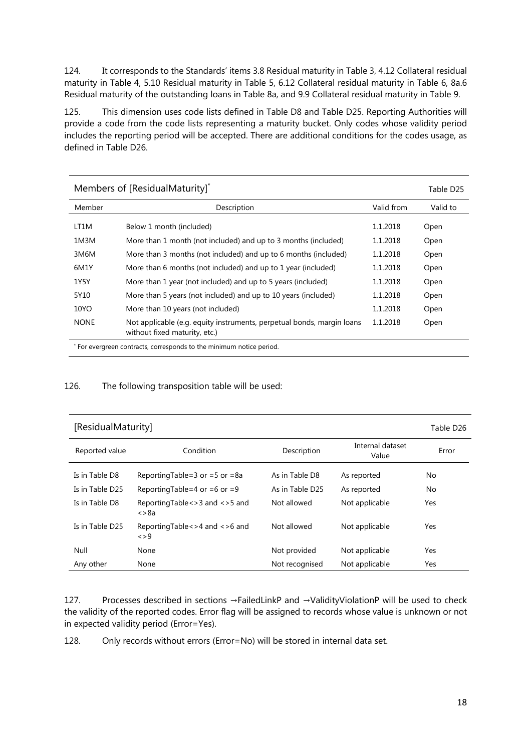124. It corresponds to the Standards' items 3.8 Residual maturity in Table 3, 4.12 Collateral residual maturity in Table 4, 5.10 Residual maturity in Table 5, 6.12 Collateral residual maturity in Table 6, 8a.6 Residual maturity of the outstanding loans in Table 8a, and 9.9 Collateral residual maturity in Table 9.

125. This dimension uses code lists defined in Table D8 and Table D25. Reporting Authorities will provide a code from the code lists representing a maturity bucket. Only codes whose validity period includes the reporting period will be accepted. There are additional conditions for the codes usage, as defined in Table D26.

**Members of [ResidualMaturity]*** — Table D25

| Member | Description | Valid from | Valid to |
|---|---|---|---|
| LT1M | Below 1 month (included) | 1.1.2018 | Open |
| 1M3M | More than 1 month (not included) and up to 3 months (included) | 1.1.2018 | Open |
| 3M6M | More than 3 months (not included) and up to 6 months (included) | 1.1.2018 | Open |
| 6M1Y | More than 6 months (not included) and up to 1 year (included) | 1.1.2018 | Open |
| 1Y5Y | More than 1 year (not included) and up to 5 years (included) | 1.1.2018 | Open |
| 5Y10 | More than 5 years (not included) and up to 10 years (included) | 1.1.2018 | Open |
| 10YO | More than 10 years (not included) | 1.1.2018 | Open |
| NONE | Not applicable (e.g. equity instruments, perpetual bonds, margin loans without fixed maturity, etc.) | 1.1.2018 | Open |

* For evergreen contracts, corresponds to the minimum notice period.

126. The following transposition table will be used:

**[ResidualMaturity]** — Table D26

| Reported value | Condition | Description | Internal dataset Value | Error |
|---|---|---|---|---|
| Is in Table D8 | ReportingTable=3 or =5 or =8a | As in Table D8 | As reported | No |
| Is in Table D25 | ReportingTable=4 or =6 or =9 | As in Table D25 | As reported | No |
| Is in Table D8 | ReportingTable<>3 and <>5 and <>8a | Not allowed | Not applicable | Yes |
| Is in Table D25 | ReportingTable<>4 and <>6 and <>9 | Not allowed | Not applicable | Yes |
| Null | None | Not provided | Not applicable | Yes |
| Any other | None | Not recognised | Not applicable | Yes |

127. Processes described in sections →FailedLinkP and →ValidityViolationP will be used to check the validity of the reported codes. Error flag will be assigned to records whose value is unknown or not in expected validity period (Error=Yes).

128. Only records without errors (Error=No) will be stored in internal data set.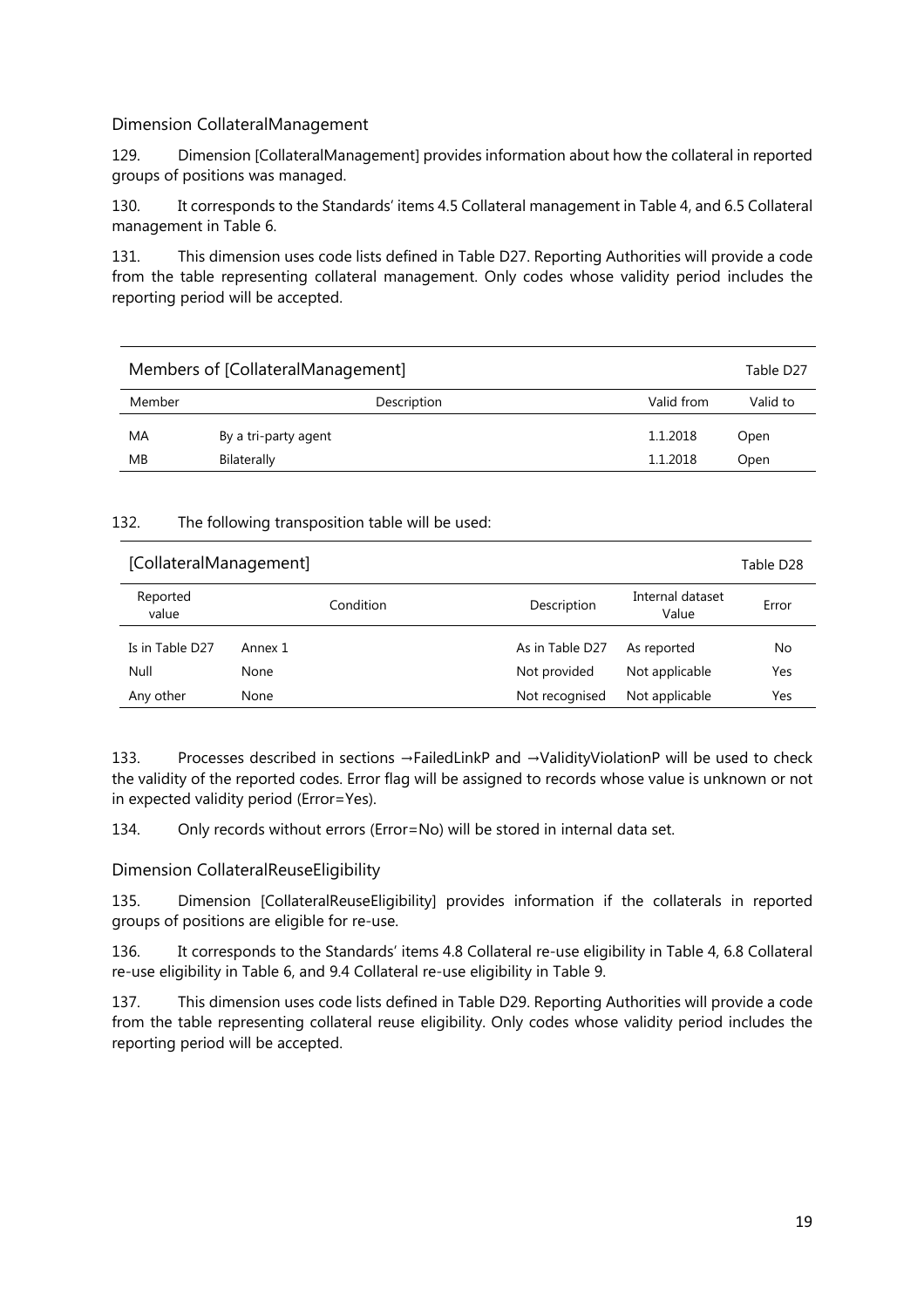### Dimension CollateralManagement

129. Dimension [CollateralManagement] provides information about how the collateral in reported groups of positions was managed.

130. It corresponds to the Standards' items 4.5 Collateral management in Table 4, and 6.5 Collateral management in Table 6.

131. This dimension uses code lists defined in Table D27. Reporting Authorities will provide a code from the table representing collateral management. Only codes whose validity period includes the reporting period will be accepted.

| Members of [CollateralManagement] | | | Table D27 |
|---|---|---|---|
| Member | Description | Valid from | Valid to |
| MA | By a tri-party agent | 1.1.2018 | Open |
| MB | Bilaterally | 1.1.2018 | Open |

132. The following transposition table will be used:

| [CollateralManagement] | | | | Table D28 |
|---|---|---|---|---|
| Reported value | Condition | Description | Internal dataset Value | Error |
| Is in Table D27 | Annex 1 | As in Table D27 | As reported | No |
| Null | None | Not provided | Not applicable | Yes |
| Any other | None | Not recognised | Not applicable | Yes |

133. Processes described in sections →FailedLinkP and →ValidityViolationP will be used to check the validity of the reported codes. Error flag will be assigned to records whose value is unknown or not in expected validity period (Error=Yes).

134. Only records without errors (Error=No) will be stored in internal data set.

### Dimension CollateralReuseEligibility

135. Dimension [CollateralReuseEligibility] provides information if the collaterals in reported groups of positions are eligible for re-use.

136. It corresponds to the Standards' items 4.8 Collateral re-use eligibility in Table 4, 6.8 Collateral re-use eligibility in Table 6, and 9.4 Collateral re-use eligibility in Table 9.

137. This dimension uses code lists defined in Table D29. Reporting Authorities will provide a code from the table representing collateral reuse eligibility. Only codes whose validity period includes the reporting period will be accepted.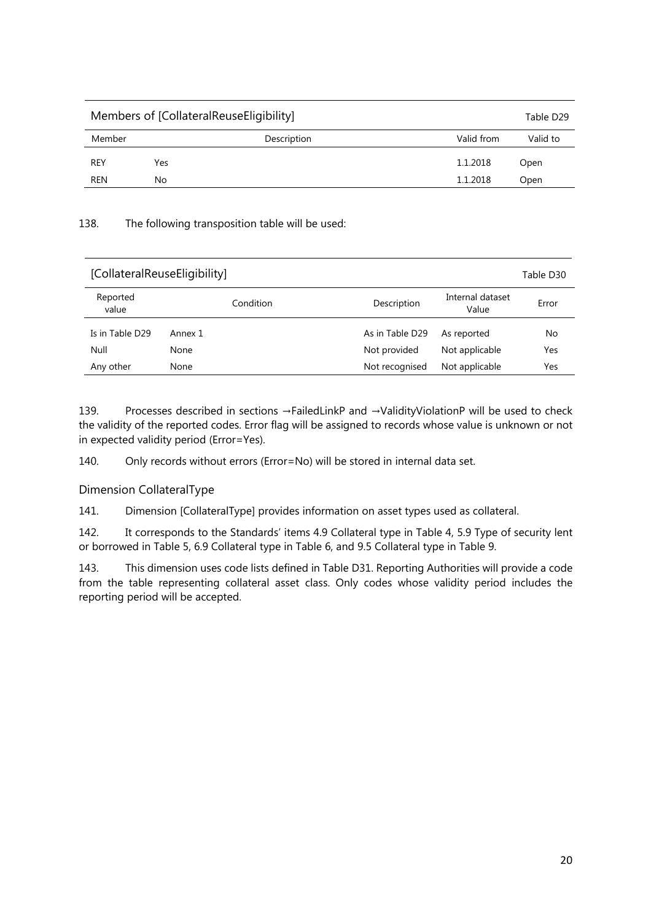| Members of [CollateralReuseEligibility] | | | Table D29 |
|---|---|---|---|
| Member | Description | Valid from | Valid to |
| REY | Yes | 1.1.2018 | Open |
| REN | No | 1.1.2018 | Open |

138. The following transposition table will be used:

| [CollateralReuseEligibility] | | | | Table D30 |
|---|---|---|---|---|
| Reported value | Condition | Description | Internal dataset Value | Error |
| Is in Table D29 | Annex 1 | As in Table D29 | As reported | No |
| Null | None | Not provided | Not applicable | Yes |
| Any other | None | Not recognised | Not applicable | Yes |

139. Processes described in sections →FailedLinkP and →ValidityViolationP will be used to check the validity of the reported codes. Error flag will be assigned to records whose value is unknown or not in expected validity period (Error=Yes).

140. Only records without errors (Error=No) will be stored in internal data set.

### Dimension CollateralType

141. Dimension [CollateralType] provides information on asset types used as collateral.

142. It corresponds to the Standards' items 4.9 Collateral type in Table 4, 5.9 Type of security lent or borrowed in Table 5, 6.9 Collateral type in Table 6, and 9.5 Collateral type in Table 9.

143. This dimension uses code lists defined in Table D31. Reporting Authorities will provide a code from the table representing collateral asset class. Only codes whose validity period includes the reporting period will be accepted.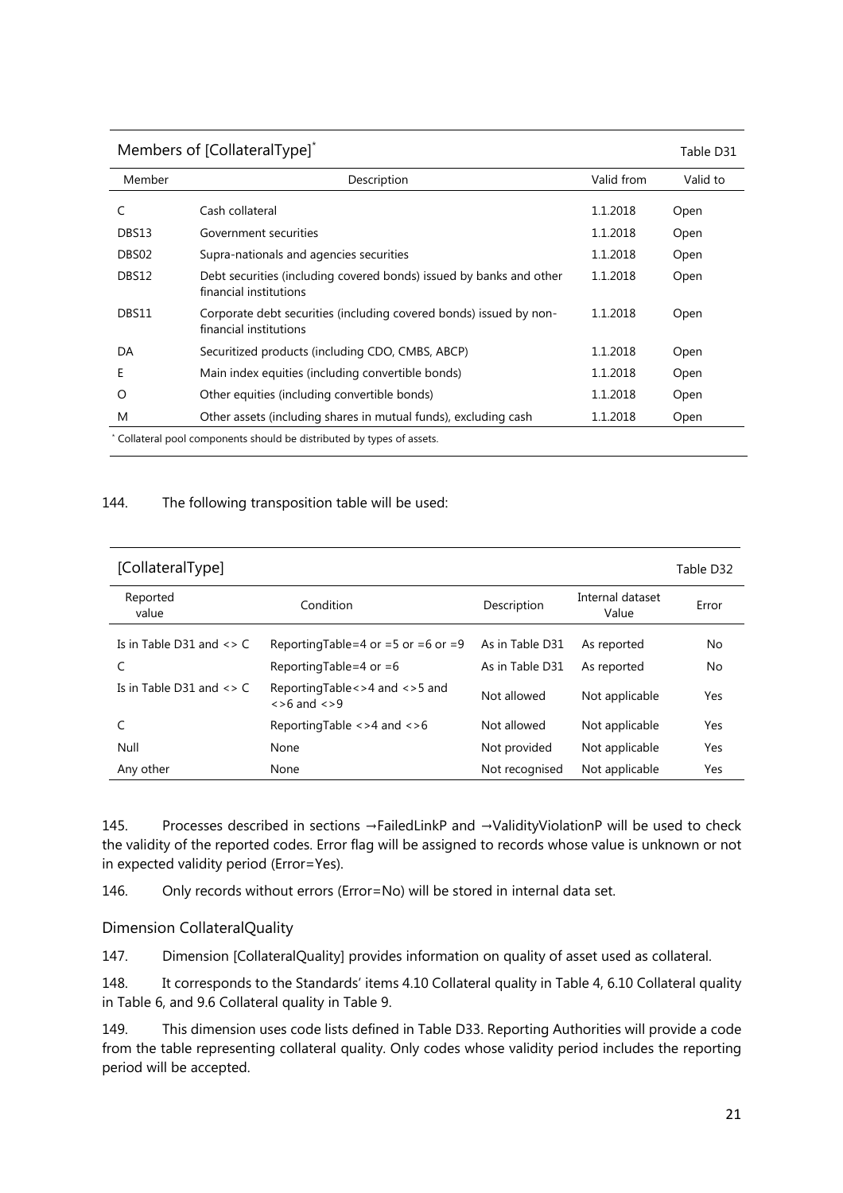Members of [CollateralType]*

Table D31

| Member | Description | Valid from | Valid to |
|---|---|---|---|
| C | Cash collateral | 1.1.2018 | Open |
| DBS13 | Government securities | 1.1.2018 | Open |
| DBS02 | Supra-nationals and agencies securities | 1.1.2018 | Open |
| DBS12 | Debt securities (including covered bonds) issued by banks and other financial institutions | 1.1.2018 | Open |
| DBS11 | Corporate debt securities (including covered bonds) issued by non-financial institutions | 1.1.2018 | Open |
| DA | Securitized products (including CDO, CMBS, ABCP) | 1.1.2018 | Open |
| E | Main index equities (including convertible bonds) | 1.1.2018 | Open |
| O | Other equities (including convertible bonds) | 1.1.2018 | Open |
| M | Other assets (including shares in mutual funds), excluding cash | 1.1.2018 | Open |

* Collateral pool components should be distributed by types of assets.

144. The following transposition table will be used:

[CollateralType]

Table D32

| Reported value | Condition | Description | Internal dataset Value | Error |
|---|---|---|---|---|
| Is in Table D31 and <> C | ReportingTable=4 or =5 or =6 or =9 | As in Table D31 | As reported | No |
| C | ReportingTable=4 or =6 | As in Table D31 | As reported | No |
| Is in Table D31 and <> C | ReportingTable<>4 and <>5 and <>6 and <>9 | Not allowed | Not applicable | Yes |
| C | ReportingTable <>4 and <>6 | Not allowed | Not applicable | Yes |
| Null | None | Not provided | Not applicable | Yes |
| Any other | None | Not recognised | Not applicable | Yes |

145. Processes described in sections →FailedLinkP and →ValidityViolationP will be used to check the validity of the reported codes. Error flag will be assigned to records whose value is unknown or not in expected validity period (Error=Yes).

146. Only records without errors (Error=No) will be stored in internal data set.

### Dimension CollateralQuality

147. Dimension [CollateralQuality] provides information on quality of asset used as collateral.

148. It corresponds to the Standards' items 4.10 Collateral quality in Table 4, 6.10 Collateral quality in Table 6, and 9.6 Collateral quality in Table 9.

149. This dimension uses code lists defined in Table D33. Reporting Authorities will provide a code from the table representing collateral quality. Only codes whose validity period includes the reporting period will be accepted.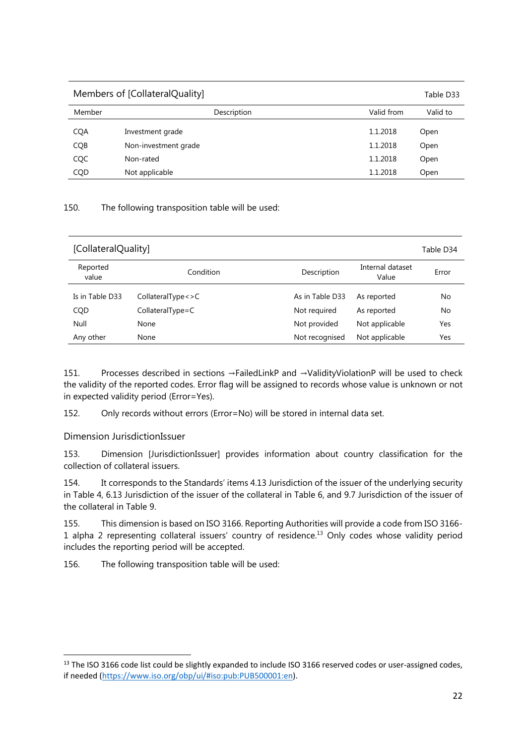| Members of [CollateralQuality] | | | Table D33 |
|---|---|---|---|
| Member | Description | Valid from | Valid to |
| CQA | Investment grade | 1.1.2018 | Open |
| CQB | Non-investment grade | 1.1.2018 | Open |
| CQC | Non-rated | 1.1.2018 | Open |
| CQD | Not applicable | 1.1.2018 | Open |

150. The following transposition table will be used:

| [CollateralQuality] | | | | Table D34 |
|---|---|---|---|---|
| Reported value | Condition | Description | Internal dataset Value | Error |
| Is in Table D33 | CollateralType<>C | As in Table D33 | As reported | No |
| CQD | CollateralType=C | Not required | As reported | No |
| Null | None | Not provided | Not applicable | Yes |
| Any other | None | Not recognised | Not applicable | Yes |

151. Processes described in sections →FailedLinkP and →ValidityViolationP will be used to check the validity of the reported codes. Error flag will be assigned to records whose value is unknown or not in expected validity period (Error=Yes).

152. Only records without errors (Error=No) will be stored in internal data set.

### Dimension JurisdictionIssuer

153. Dimension [JurisdictionIssuer] provides information about country classification for the collection of collateral issuers.

154. It corresponds to the Standards' items 4.13 Jurisdiction of the issuer of the underlying security in Table 4, 6.13 Jurisdiction of the issuer of the collateral in Table 6, and 9.7 Jurisdiction of the issuer of the collateral in Table 9.

155. This dimension is based on ISO 3166. Reporting Authorities will provide a code from ISO 3166-1 alpha 2 representing collateral issuers' country of residence.[13] Only codes whose validity period includes the reporting period will be accepted.

156. The following transposition table will be used:

[13] The ISO 3166 code list could be slightly expanded to include ISO 3166 reserved codes or user-assigned codes, if needed (https://www.iso.org/obp/ui/#iso:pub:PUB500001:en).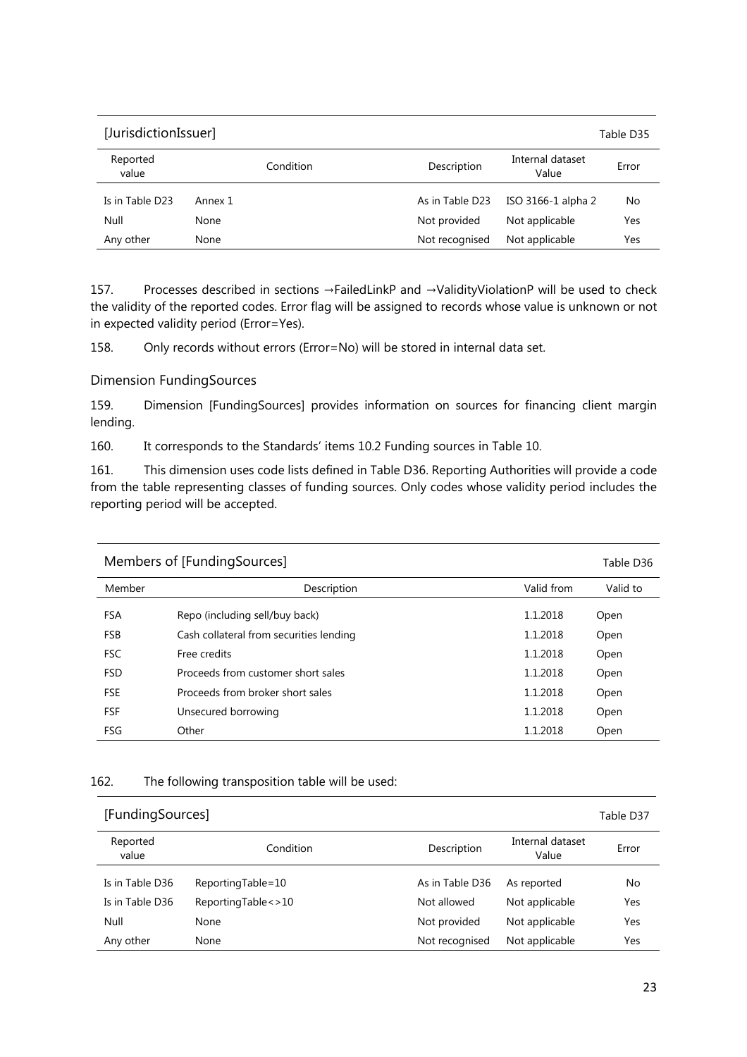| [JurisdictionIssuer] | | | | Table D35 |
|---|---|---|---|---|
| Reported value | Condition | Description | Internal dataset Value | Error |
| Is in Table D23 | Annex 1 | As in Table D23 | ISO 3166-1 alpha 2 | No |
| Null | None | Not provided | Not applicable | Yes |
| Any other | None | Not recognised | Not applicable | Yes |

157. Processes described in sections →FailedLinkP and →ValidityViolationP will be used to check the validity of the reported codes. Error flag will be assigned to records whose value is unknown or not in expected validity period (Error=Yes).

158. Only records without errors (Error=No) will be stored in internal data set.

### Dimension FundingSources

159. Dimension [FundingSources] provides information on sources for financing client margin lending.

160. It corresponds to the Standards' items 10.2 Funding sources in Table 10.

161. This dimension uses code lists defined in Table D36. Reporting Authorities will provide a code from the table representing classes of funding sources. Only codes whose validity period includes the reporting period will be accepted.

| Members of [FundingSources] | | | Table D36 |
|---|---|---|---|
| Member | Description | Valid from | Valid to |
| FSA | Repo (including sell/buy back) | 1.1.2018 | Open |
| FSB | Cash collateral from securities lending | 1.1.2018 | Open |
| FSC | Free credits | 1.1.2018 | Open |
| FSD | Proceeds from customer short sales | 1.1.2018 | Open |
| FSE | Proceeds from broker short sales | 1.1.2018 | Open |
| FSF | Unsecured borrowing | 1.1.2018 | Open |
| FSG | Other | 1.1.2018 | Open |

162. The following transposition table will be used:

| [FundingSources] | | | | Table D37 |
|---|---|---|---|---|
| Reported value | Condition | Description | Internal dataset Value | Error |
| Is in Table D36 | ReportingTable=10 | As in Table D36 | As reported | No |
| Is in Table D36 | ReportingTable<>10 | Not allowed | Not applicable | Yes |
| Null | None | Not provided | Not applicable | Yes |
| Any other | None | Not recognised | Not applicable | Yes |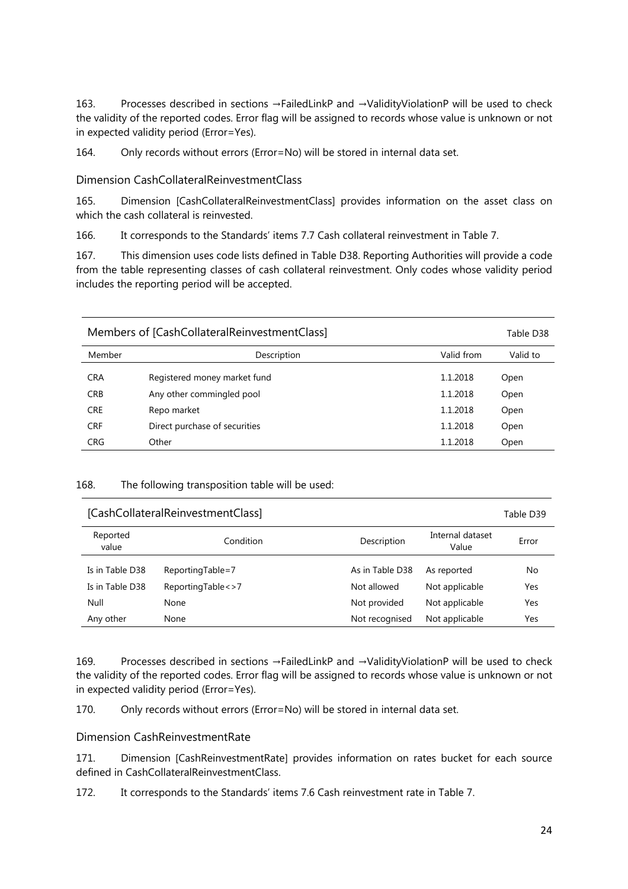163. Processes described in sections →FailedLinkP and →ValidityViolationP will be used to check the validity of the reported codes. Error flag will be assigned to records whose value is unknown or not in expected validity period (Error=Yes).

164. Only records without errors (Error=No) will be stored in internal data set.

### Dimension CashCollateralReinvestmentClass

165. Dimension [CashCollateralReinvestmentClass] provides information on the asset class on which the cash collateral is reinvested.

166. It corresponds to the Standards' items 7.7 Cash collateral reinvestment in Table 7.

167. This dimension uses code lists defined in Table D38. Reporting Authorities will provide a code from the table representing classes of cash collateral reinvestment. Only codes whose validity period includes the reporting period will be accepted.

| Members of [CashCollateralReinvestmentClass] | | | Table D38 |
|---|---|---|---|
| Member | Description | Valid from | Valid to |
| CRA | Registered money market fund | 1.1.2018 | Open |
| CRB | Any other commingled pool | 1.1.2018 | Open |
| CRE | Repo market | 1.1.2018 | Open |
| CRF | Direct purchase of securities | 1.1.2018 | Open |
| CRG | Other | 1.1.2018 | Open |

168. The following transposition table will be used:

| [CashCollateralReinvestmentClass] | | | | Table D39 |
|---|---|---|---|---|
| Reported value | Condition | Description | Internal dataset Value | Error |
| Is in Table D38 | ReportingTable=7 | As in Table D38 | As reported | No |
| Is in Table D38 | ReportingTable<>7 | Not allowed | Not applicable | Yes |
| Null | None | Not provided | Not applicable | Yes |
| Any other | None | Not recognised | Not applicable | Yes |

169. Processes described in sections →FailedLinkP and →ValidityViolationP will be used to check the validity of the reported codes. Error flag will be assigned to records whose value is unknown or not in expected validity period (Error=Yes).

170. Only records without errors (Error=No) will be stored in internal data set.

### Dimension CashReinvestmentRate

171. Dimension [CashReinvestmentRate] provides information on rates bucket for each source defined in CashCollateralReinvestmentClass.

172. It corresponds to the Standards' items 7.6 Cash reinvestment rate in Table 7.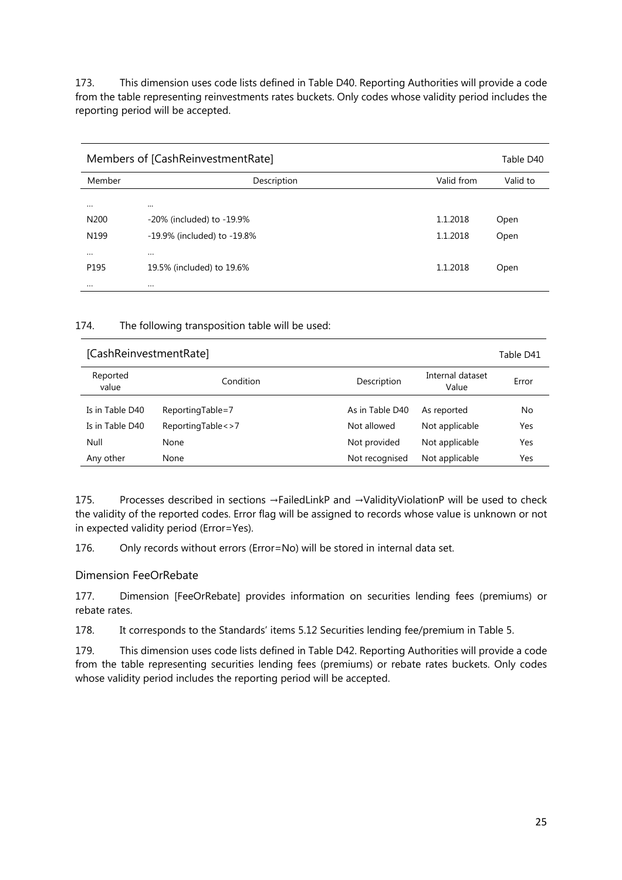173. This dimension uses code lists defined in Table D40. Reporting Authorities will provide a code from the table representing reinvestments rates buckets. Only codes whose validity period includes the reporting period will be accepted.

| Members of [CashReinvestmentRate] | | | Table D40 |
|---|---|---|---|
| Member | Description | Valid from | Valid to |
| ... | ... | | |
| N200 | -20% (included) to -19.9% | 1.1.2018 | Open |
| N199 | -19.9% (included) to -19.8% | 1.1.2018 | Open |
| ... | ... | | |
| P195 | 19.5% (included) to 19.6% | 1.1.2018 | Open |
| ... | ... | | |

174. The following transposition table will be used:

| [CashReinvestmentRate] | | | | Table D41 |
|---|---|---|---|---|
| Reported value | Condition | Description | Internal dataset Value | Error |
| Is in Table D40 | ReportingTable=7 | As in Table D40 | As reported | No |
| Is in Table D40 | ReportingTable<>7 | Not allowed | Not applicable | Yes |
| Null | None | Not provided | Not applicable | Yes |
| Any other | None | Not recognised | Not applicable | Yes |

175. Processes described in sections →FailedLinkP and →ValidityViolationP will be used to check the validity of the reported codes. Error flag will be assigned to records whose value is unknown or not in expected validity period (Error=Yes).

176. Only records without errors (Error=No) will be stored in internal data set.

### Dimension FeeOrRebate

177. Dimension [FeeOrRebate] provides information on securities lending fees (premiums) or rebate rates.

178. It corresponds to the Standards' items 5.12 Securities lending fee/premium in Table 5.

179. This dimension uses code lists defined in Table D42. Reporting Authorities will provide a code from the table representing securities lending fees (premiums) or rebate rates buckets. Only codes whose validity period includes the reporting period will be accepted.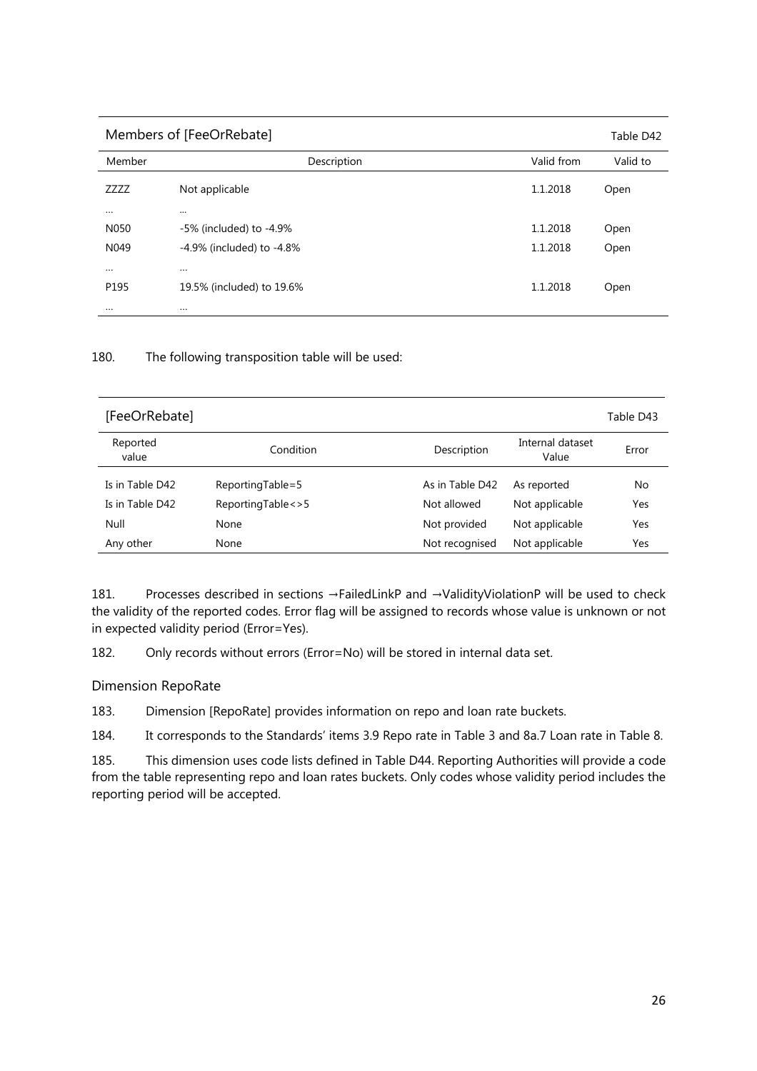| Members of [FeeOrRebate] | | | Table D42 |
|---|---|---|---|
| Member | Description | Valid from | Valid to |
| ZZZZ | Not applicable | 1.1.2018 | Open |
| … | … | | |
| N050 | -5% (included) to -4.9% | 1.1.2018 | Open |
| N049 | -4.9% (included) to -4.8% | 1.1.2018 | Open |
| … | … | | |
| P195 | 19.5% (included) to 19.6% | 1.1.2018 | Open |
| … | … | | |

180. The following transposition table will be used:

| [FeeOrRebate] | | | | Table D43 |
|---|---|---|---|---|
| Reported value | Condition | Description | Internal dataset Value | Error |
| Is in Table D42 | ReportingTable=5 | As in Table D42 | As reported | No |
| Is in Table D42 | ReportingTable<>5 | Not allowed | Not applicable | Yes |
| Null | None | Not provided | Not applicable | Yes |
| Any other | None | Not recognised | Not applicable | Yes |

181. Processes described in sections →FailedLinkP and →ValidityViolationP will be used to check the validity of the reported codes. Error flag will be assigned to records whose value is unknown or not in expected validity period (Error=Yes).

182. Only records without errors (Error=No) will be stored in internal data set.

### Dimension RepoRate

183. Dimension [RepoRate] provides information on repo and loan rate buckets.

184. It corresponds to the Standards' items 3.9 Repo rate in Table 3 and 8a.7 Loan rate in Table 8.

185. This dimension uses code lists defined in Table D44. Reporting Authorities will provide a code from the table representing repo and loan rates buckets. Only codes whose validity period includes the reporting period will be accepted.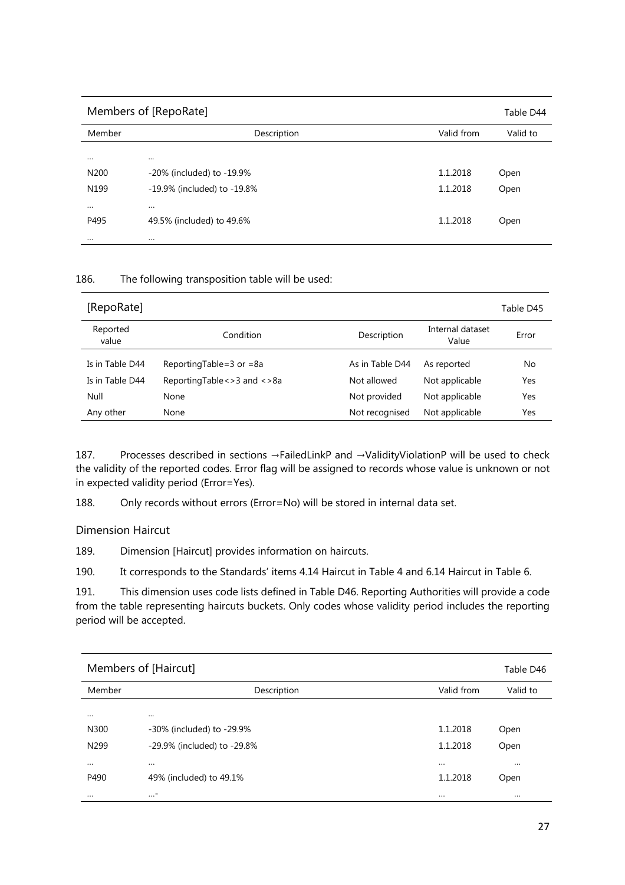| Members of [RepoRate] | | | Table D44 |
|---|---|---|---|
| Member | Description | Valid from | Valid to |
| … | … | | |
| N200 | -20% (included) to -19.9% | 1.1.2018 | Open |
| N199 | -19.9% (included) to -19.8% | 1.1.2018 | Open |
| … | … | | |
| P495 | 49.5% (included) to 49.6% | 1.1.2018 | Open |
| … | … | | |

186. The following transposition table will be used:

| [RepoRate] | | | | Table D45 |
|---|---|---|---|---|
| Reported value | Condition | Description | Internal dataset Value | Error |
| Is in Table D44 | ReportingTable=3 or =8a | As in Table D44 | As reported | No |
| Is in Table D44 | ReportingTable<>3 and <>8a | Not allowed | Not applicable | Yes |
| Null | None | Not provided | Not applicable | Yes |
| Any other | None | Not recognised | Not applicable | Yes |

187. Processes described in sections →FailedLinkP and →ValidityViolationP will be used to check the validity of the reported codes. Error flag will be assigned to records whose value is unknown or not in expected validity period (Error=Yes).

188. Only records without errors (Error=No) will be stored in internal data set.

### Dimension Haircut

189. Dimension [Haircut] provides information on haircuts.

190. It corresponds to the Standards' items 4.14 Haircut in Table 4 and 6.14 Haircut in Table 6.

191. This dimension uses code lists defined in Table D46. Reporting Authorities will provide a code from the table representing haircuts buckets. Only codes whose validity period includes the reporting period will be accepted.

| Members of [Haircut] | | | Table D46 |
|---|---|---|---|
| Member | Description | Valid from | Valid to |
| … | … | | |
| N300 | -30% (included) to -29.9% | 1.1.2018 | Open |
| N299 | -29.9% (included) to -29.8% | 1.1.2018 | Open |
| … | … | … | … |
| P490 | 49% (included) to 49.1% | 1.1.2018 | Open |
| … | …- | … | … |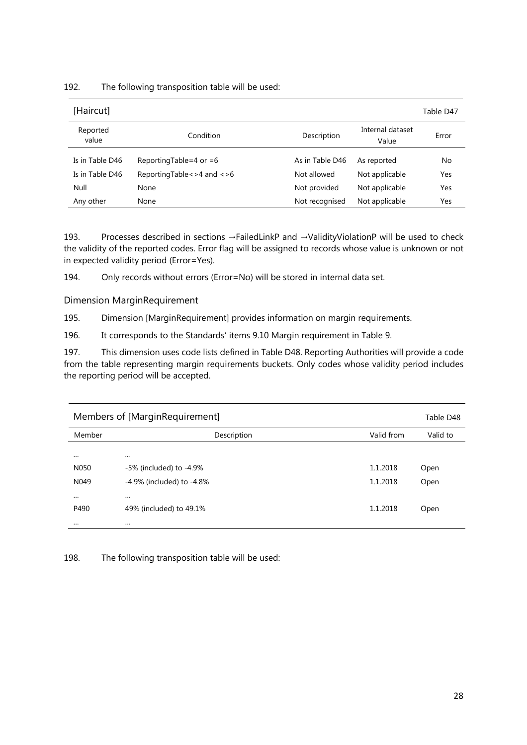192. The following transposition table will be used:

| [Haircut] | | | | Table D47 |
|---|---|---|---|---|
| Reported value | Condition | Description | Internal dataset Value | Error |
| Is in Table D46 | ReportingTable=4 or =6 | As in Table D46 | As reported | No |
| Is in Table D46 | ReportingTable<>4 and <>6 | Not allowed | Not applicable | Yes |
| Null | None | Not provided | Not applicable | Yes |
| Any other | None | Not recognised | Not applicable | Yes |

193. Processes described in sections →FailedLinkP and →ValidityViolationP will be used to check the validity of the reported codes. Error flag will be assigned to records whose value is unknown or not in expected validity period (Error=Yes).

194. Only records without errors (Error=No) will be stored in internal data set.

### Dimension MarginRequirement

195. Dimension [MarginRequirement] provides information on margin requirements.

196. It corresponds to the Standards' items 9.10 Margin requirement in Table 9.

197. This dimension uses code lists defined in Table D48. Reporting Authorities will provide a code from the table representing margin requirements buckets. Only codes whose validity period includes the reporting period will be accepted.

| Members of [MarginRequirement] | | | Table D48 |
|---|---|---|---|
| Member | Description | Valid from | Valid to |
| … | … | | |
| N050 | -5% (included) to -4.9% | 1.1.2018 | Open |
| N049 | -4.9% (included) to -4.8% | 1.1.2018 | Open |
| … | … | | |
| P490 | 49% (included) to 49.1% | 1.1.2018 | Open |
| … | … | | |

198. The following transposition table will be used: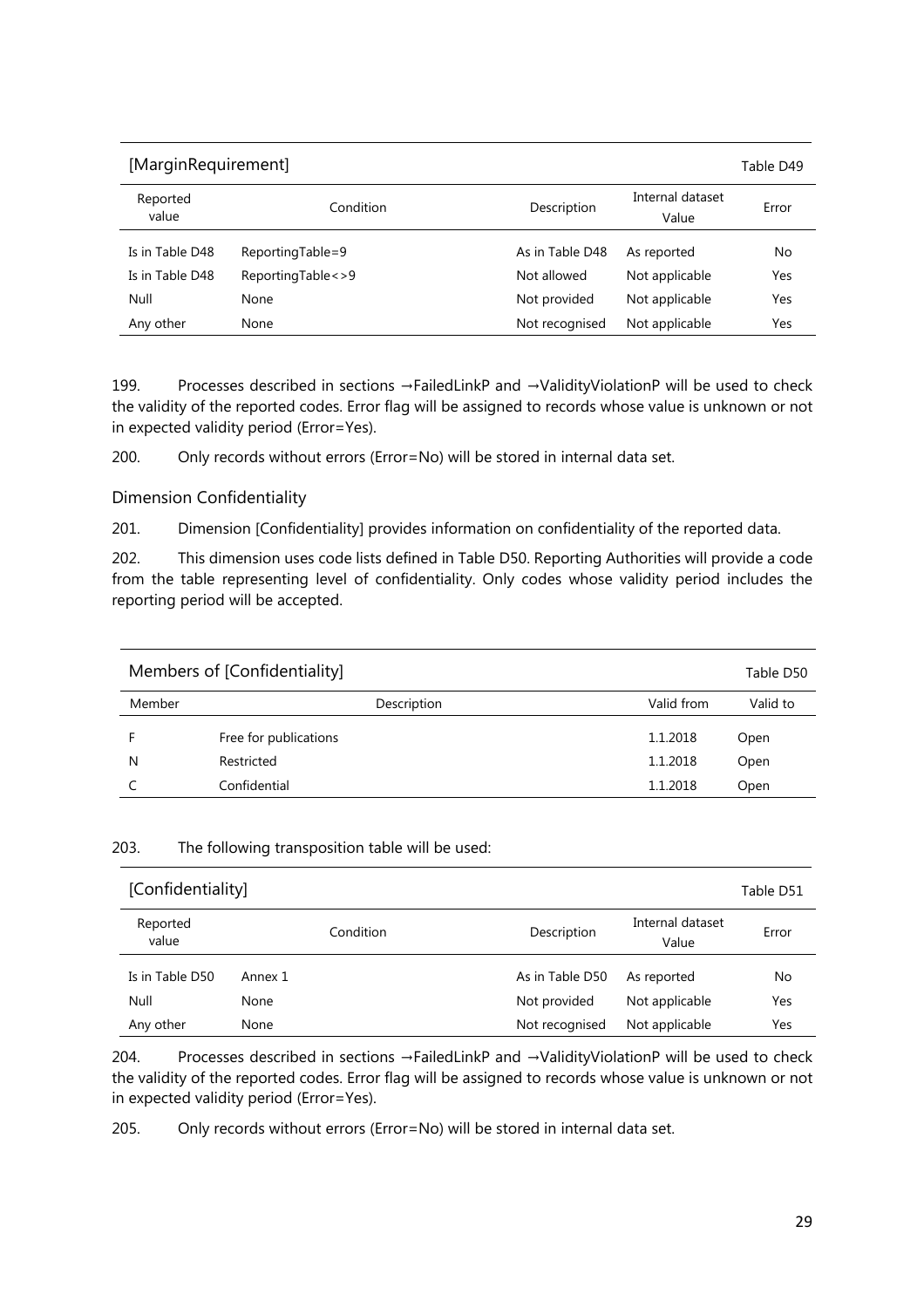| [MarginRequirement] | | | | Table D49 |
|---|---|---|---|---|
| Reported value | Condition | Description | Internal dataset Value | Error |
| Is in Table D48 | ReportingTable=9 | As in Table D48 | As reported | No |
| Is in Table D48 | ReportingTable<>9 | Not allowed | Not applicable | Yes |
| Null | None | Not provided | Not applicable | Yes |
| Any other | None | Not recognised | Not applicable | Yes |

199. Processes described in sections →FailedLinkP and →ValidityViolationP will be used to check the validity of the reported codes. Error flag will be assigned to records whose value is unknown or not in expected validity period (Error=Yes).

200. Only records without errors (Error=No) will be stored in internal data set.

### Dimension Confidentiality

201. Dimension [Confidentiality] provides information on confidentiality of the reported data.

202. This dimension uses code lists defined in Table D50. Reporting Authorities will provide a code from the table representing level of confidentiality. Only codes whose validity period includes the reporting period will be accepted.

| Members of [Confidentiality] | | | Table D50 |
|---|---|---|---|
| Member | Description | Valid from | Valid to |
| F | Free for publications | 1.1.2018 | Open |
| N | Restricted | 1.1.2018 | Open |
| C | Confidential | 1.1.2018 | Open |

203. The following transposition table will be used:

| [Confidentiality] | | | | Table D51 |
|---|---|---|---|---|
| Reported value | Condition | Description | Internal dataset Value | Error |
| Is in Table D50 | Annex 1 | As in Table D50 | As reported | No |
| Null | None | Not provided | Not applicable | Yes |
| Any other | None | Not recognised | Not applicable | Yes |

204. Processes described in sections →FailedLinkP and →ValidityViolationP will be used to check the validity of the reported codes. Error flag will be assigned to records whose value is unknown or not in expected validity period (Error=Yes).

205. Only records without errors (Error=No) will be stored in internal data set.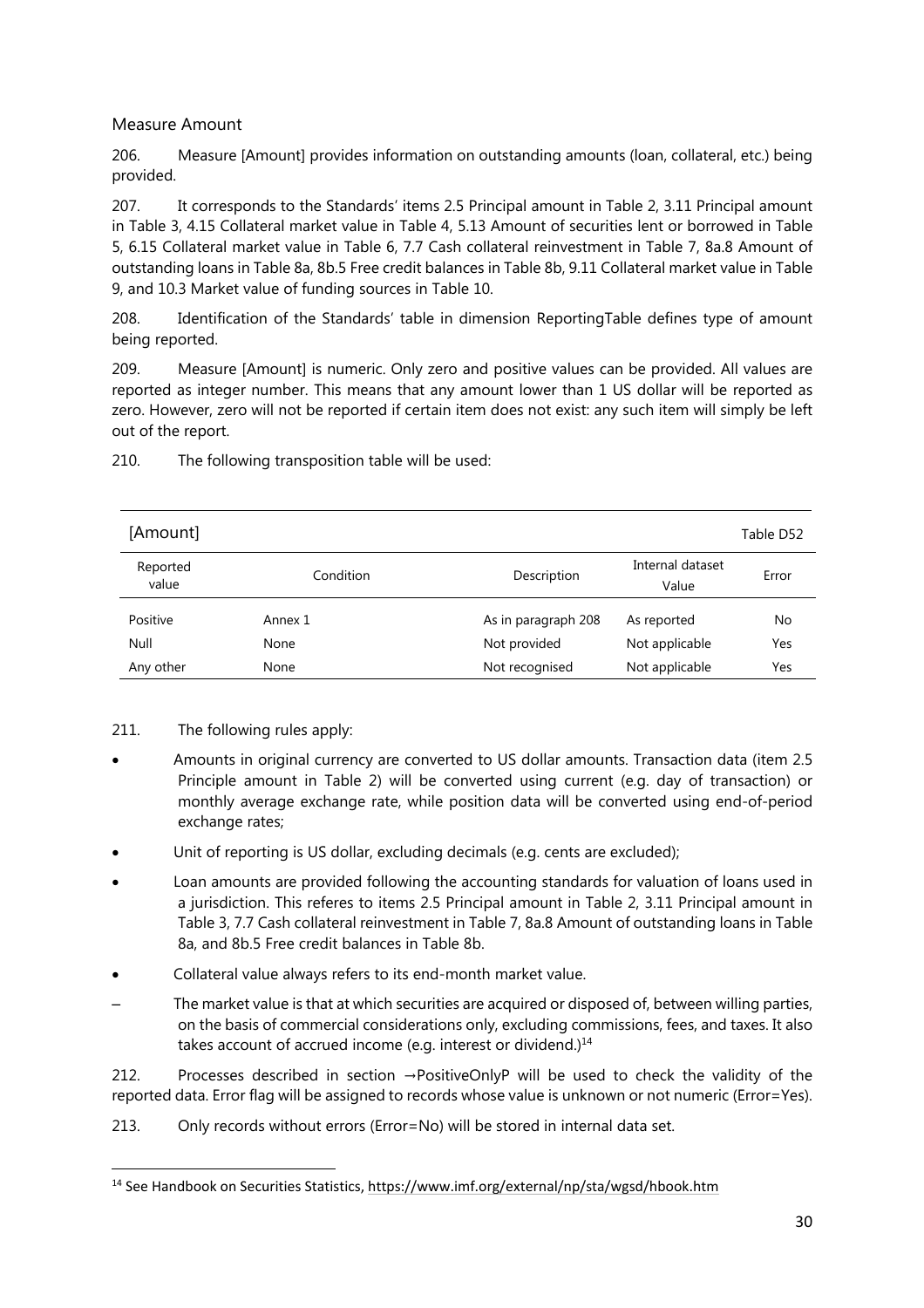### Measure Amount

206. Measure [Amount] provides information on outstanding amounts (loan, collateral, etc.) being provided.

207. It corresponds to the Standards' items 2.5 Principal amount in Table 2, 3.11 Principal amount in Table 3, 4.15 Collateral market value in Table 4, 5.13 Amount of securities lent or borrowed in Table 5, 6.15 Collateral market value in Table 6, 7.7 Cash collateral reinvestment in Table 7, 8a.8 Amount of outstanding loans in Table 8a, 8b.5 Free credit balances in Table 8b, 9.11 Collateral market value in Table 9, and 10.3 Market value of funding sources in Table 10.

208. Identification of the Standards' table in dimension ReportingTable defines type of amount being reported.

209. Measure [Amount] is numeric. Only zero and positive values can be provided. All values are reported as integer number. This means that any amount lower than 1 US dollar will be reported as zero. However, zero will not be reported if certain item does not exist: any such item will simply be left out of the report.

210. The following transposition table will be used:

| [Amount] | | | | Table D52 |
|---|---|---|---|---|
| Reported value | Condition | Description | Internal dataset Value | Error |
| Positive | Annex 1 | As in paragraph 208 | As reported | No |
| Null | None | Not provided | Not applicable | Yes |
| Any other | None | Not recognised | Not applicable | Yes |

211. The following rules apply:

- Amounts in original currency are converted to US dollar amounts. Transaction data (item 2.5 Principle amount in Table 2) will be converted using current (e.g. day of transaction) or monthly average exchange rate, while position data will be converted using end-of-period exchange rates;
- Unit of reporting is US dollar, excluding decimals (e.g. cents are excluded);
- Loan amounts are provided following the accounting standards for valuation of loans used in a jurisdiction. This referes to items 2.5 Principal amount in Table 2, 3.11 Principal amount in Table 3, 7.7 Cash collateral reinvestment in Table 7, 8a.8 Amount of outstanding loans in Table 8a, and 8b.5 Free credit balances in Table 8b.
- Collateral value always refers to its end-month market value.
- – The market value is that at which securities are acquired or disposed of, between willing parties, on the basis of commercial considerations only, excluding commissions, fees, and taxes. It also takes account of accrued income (e.g. interest or dividend.)[14]

212. Processes described in section →PositiveOnlyP will be used to check the validity of the reported data. Error flag will be assigned to records whose value is unknown or not numeric (Error=Yes).

213. Only records without errors (Error=No) will be stored in internal data set.

[14] See Handbook on Securities Statistics, https://www.imf.org/external/np/sta/wgsd/hbook.htm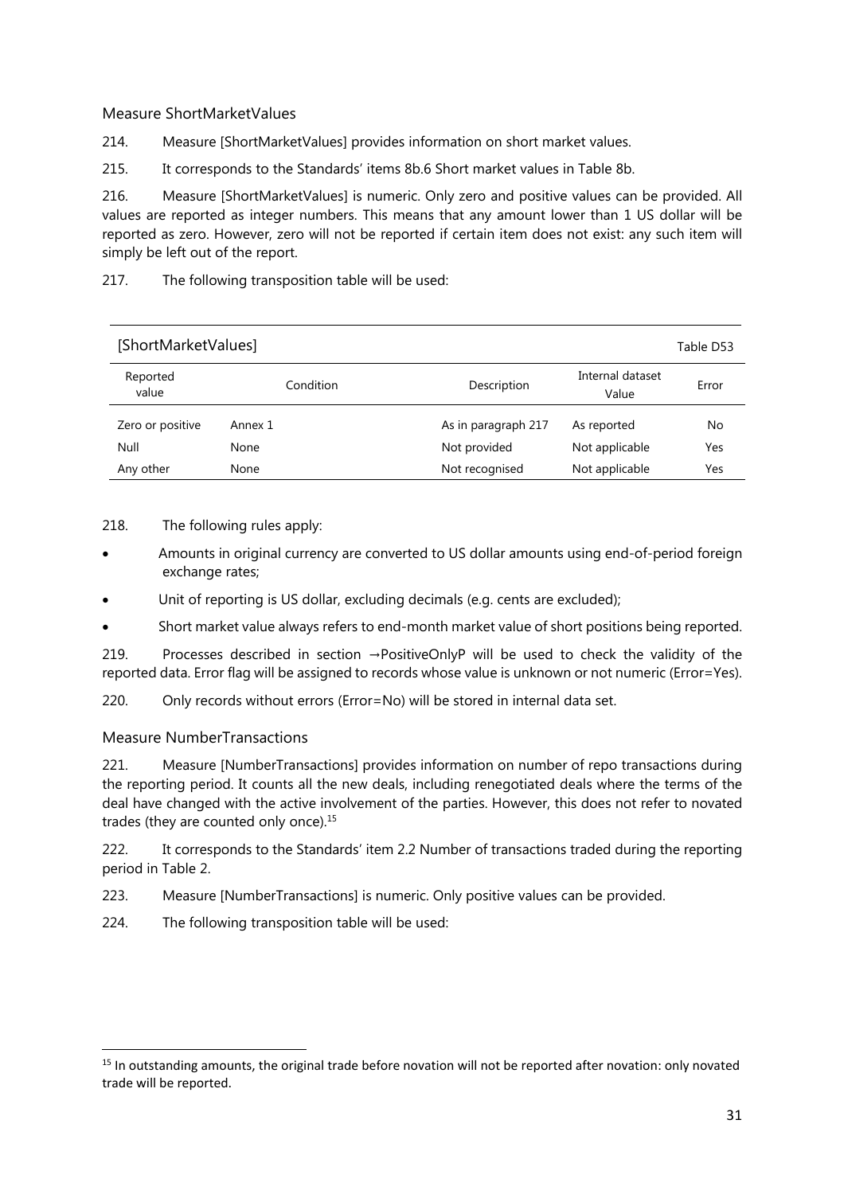### Measure ShortMarketValues

214. Measure [ShortMarketValues] provides information on short market values.

215. It corresponds to the Standards' items 8b.6 Short market values in Table 8b.

216. Measure [ShortMarketValues] is numeric. Only zero and positive values can be provided. All values are reported as integer numbers. This means that any amount lower than 1 US dollar will be reported as zero. However, zero will not be reported if certain item does not exist: any such item will simply be left out of the report.

217. The following transposition table will be used:

| [ShortMarketValues] | | | | Table D53 |
|---|---|---|---|---|
| Reported value | Condition | Description | Internal dataset Value | Error |
| Zero or positive | Annex 1 | As in paragraph 217 | As reported | No |
| Null | None | Not provided | Not applicable | Yes |
| Any other | None | Not recognised | Not applicable | Yes |

218. The following rules apply:

- Amounts in original currency are converted to US dollar amounts using end-of-period foreign exchange rates;
- Unit of reporting is US dollar, excluding decimals (e.g. cents are excluded);
- Short market value always refers to end-month market value of short positions being reported.

219. Processes described in section →PositiveOnlyP will be used to check the validity of the reported data. Error flag will be assigned to records whose value is unknown or not numeric (Error=Yes).

220. Only records without errors (Error=No) will be stored in internal data set.

### Measure NumberTransactions

221. Measure [NumberTransactions] provides information on number of repo transactions during the reporting period. It counts all the new deals, including renegotiated deals where the terms of the deal have changed with the active involvement of the parties. However, this does not refer to novated trades (they are counted only once).[15]

222. It corresponds to the Standards' item 2.2 Number of transactions traded during the reporting period in Table 2.

223. Measure [NumberTransactions] is numeric. Only positive values can be provided.

224. The following transposition table will be used:

---

[15] In outstanding amounts, the original trade before novation will not be reported after novation: only novated trade will be reported.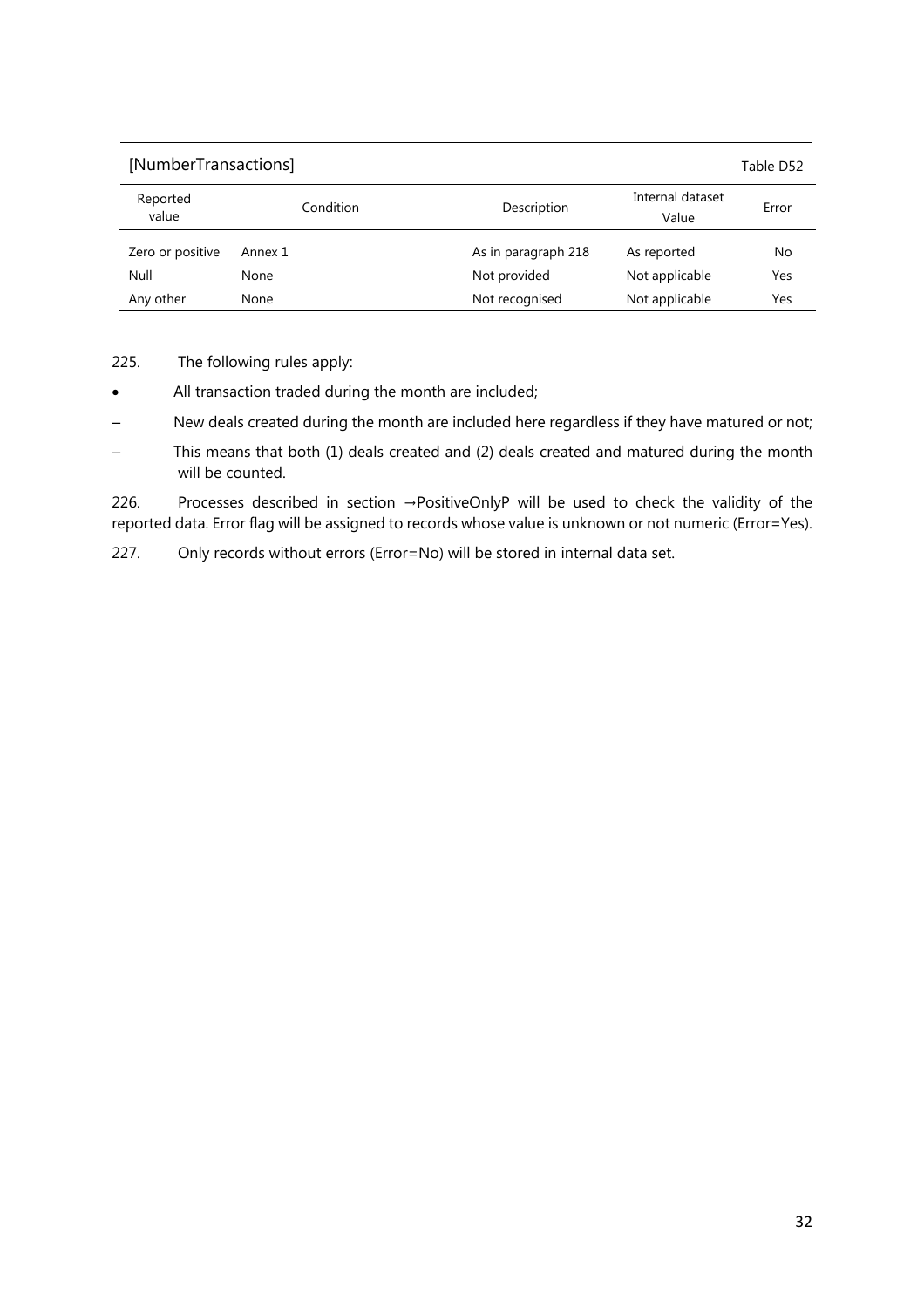[NumberTransactions] Table D52

| Reported value | Condition | Description | Internal dataset Value | Error |
|---|---|---|---|---|
| Zero or positive | Annex 1 | As in paragraph 218 | As reported | No |
| Null | None | Not provided | Not applicable | Yes |
| Any other | None | Not recognised | Not applicable | Yes |

225. The following rules apply:

- All transaction traded during the month are included;
  - New deals created during the month are included here regardless if they have matured or not;
  - This means that both (1) deals created and (2) deals created and matured during the month will be counted.

226. Processes described in section →PositiveOnlyP will be used to check the validity of the reported data. Error flag will be assigned to records whose value is unknown or not numeric (Error=Yes).

227. Only records without errors (Error=No) will be stored in internal data set.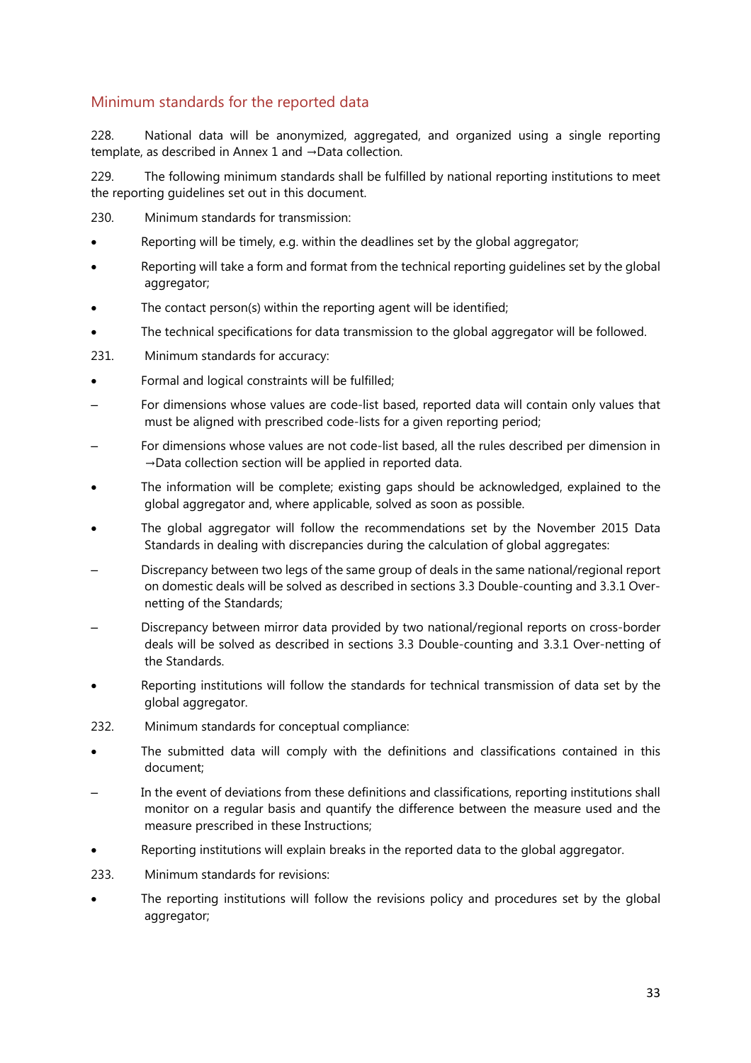## Minimum standards for the reported data

228. National data will be anonymized, aggregated, and organized using a single reporting template, as described in Annex 1 and →Data collection.

229. The following minimum standards shall be fulfilled by national reporting institutions to meet the reporting guidelines set out in this document.

230. Minimum standards for transmission:

- Reporting will be timely, e.g. within the deadlines set by the global aggregator;
- Reporting will take a form and format from the technical reporting guidelines set by the global aggregator;
- The contact person(s) within the reporting agent will be identified;
- The technical specifications for data transmission to the global aggregator will be followed.

231. Minimum standards for accuracy:

- Formal and logical constraints will be fulfilled;
  - For dimensions whose values are code-list based, reported data will contain only values that must be aligned with prescribed code-lists for a given reporting period;
  - For dimensions whose values are not code-list based, all the rules described per dimension in →Data collection section will be applied in reported data.
- The information will be complete; existing gaps should be acknowledged, explained to the global aggregator and, where applicable, solved as soon as possible.
- The global aggregator will follow the recommendations set by the November 2015 Data Standards in dealing with discrepancies during the calculation of global aggregates:
  - Discrepancy between two legs of the same group of deals in the same national/regional report on domestic deals will be solved as described in sections 3.3 Double-counting and 3.3.1 Over-netting of the Standards;
  - Discrepancy between mirror data provided by two national/regional reports on cross-border deals will be solved as described in sections 3.3 Double-counting and 3.3.1 Over-netting of the Standards.
- Reporting institutions will follow the standards for technical transmission of data set by the global aggregator.

232. Minimum standards for conceptual compliance:

- The submitted data will comply with the definitions and classifications contained in this document;
  - In the event of deviations from these definitions and classifications, reporting institutions shall monitor on a regular basis and quantify the difference between the measure used and the measure prescribed in these Instructions;
- Reporting institutions will explain breaks in the reported data to the global aggregator.

233. Minimum standards for revisions:

- The reporting institutions will follow the revisions policy and procedures set by the global aggregator;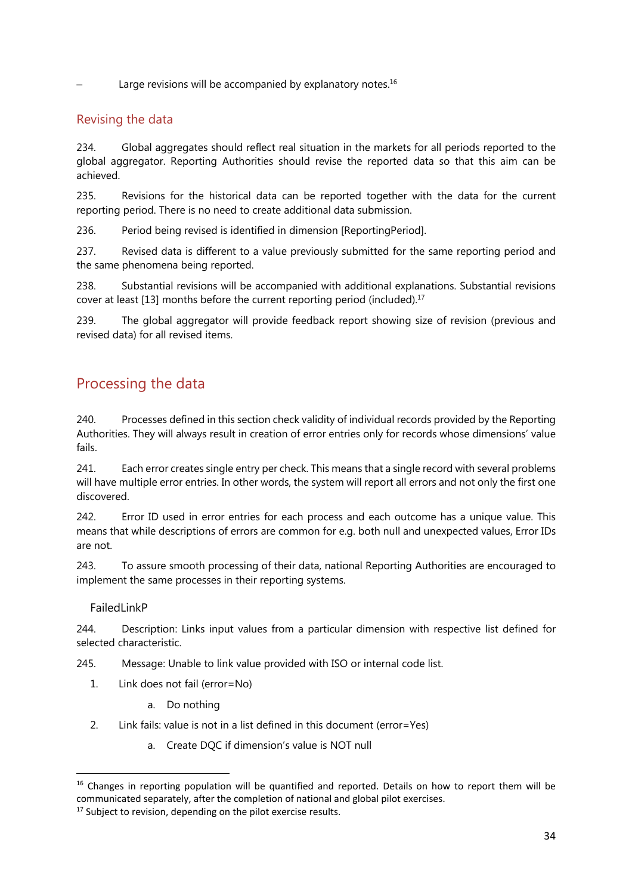– Large revisions will be accompanied by explanatory notes.[16]

## Revising the data

234. Global aggregates should reflect real situation in the markets for all periods reported to the global aggregator. Reporting Authorities should revise the reported data so that this aim can be achieved.

235. Revisions for the historical data can be reported together with the data for the current reporting period. There is no need to create additional data submission.

236. Period being revised is identified in dimension [ReportingPeriod].

237. Revised data is different to a value previously submitted for the same reporting period and the same phenomena being reported.

238. Substantial revisions will be accompanied with additional explanations. Substantial revisions cover at least [13] months before the current reporting period (included).[17]

239. The global aggregator will provide feedback report showing size of revision (previous and revised data) for all revised items.

# Processing the data

240. Processes defined in this section check validity of individual records provided by the Reporting Authorities. They will always result in creation of error entries only for records whose dimensions' value fails.

241. Each error creates single entry per check. This means that a single record with several problems will have multiple error entries. In other words, the system will report all errors and not only the first one discovered.

242. Error ID used in error entries for each process and each outcome has a unique value. This means that while descriptions of errors are common for e.g. both null and unexpected values, Error IDs are not.

243. To assure smooth processing of their data, national Reporting Authorities are encouraged to implement the same processes in their reporting systems.

### FailedLinkP

244. Description: Links input values from a particular dimension with respective list defined for selected characteristic.

245. Message: Unable to link value provided with ISO or internal code list.

1. Link does not fail (error=No)
   a. Do nothing
2. Link fails: value is not in a list defined in this document (error=Yes)
   a. Create DQC if dimension's value is NOT null

---

[16] Changes in reporting population will be quantified and reported. Details on how to report them will be communicated separately, after the completion of national and global pilot exercises.

[17] Subject to revision, depending on the pilot exercise results.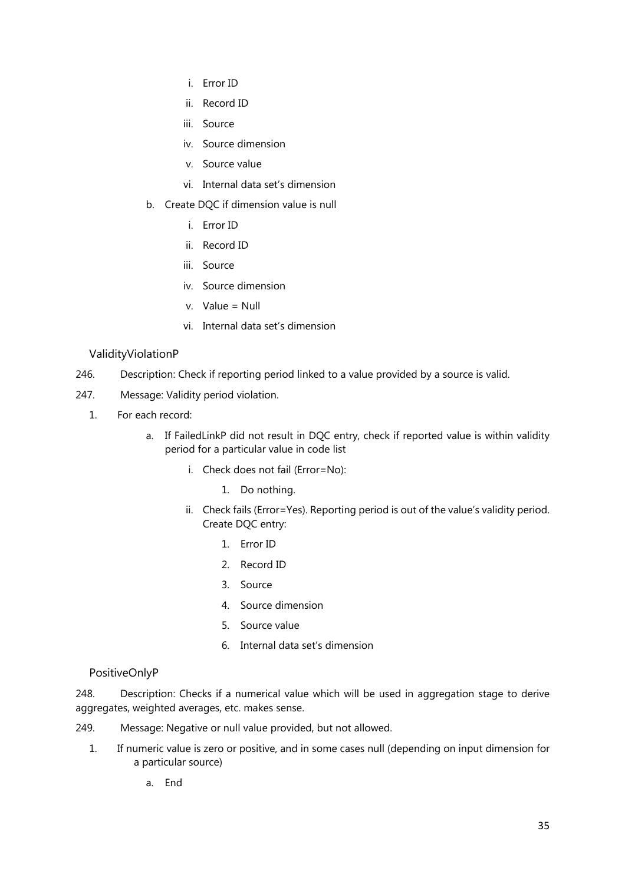i. Error ID
      ii. Record ID
      iii. Source
      iv. Source dimension
      v. Source value
      vi. Internal data set's dimension

   b. Create DQC if dimension value is null
      i. Error ID
      ii. Record ID
      iii. Source
      iv. Source dimension
      v. Value = Null
      vi. Internal data set's dimension

### ValidityViolationP

246. Description: Check if reporting period linked to a value provided by a source is valid.

247. Message: Validity period violation.

1. For each record:
   a. If FailedLinkP did not result in DQC entry, check if reported value is within validity period for a particular value in code list
      i. Check does not fail (Error=No):
         1. Do nothing.
      ii. Check fails (Error=Yes). Reporting period is out of the value's validity period. Create DQC entry:
         1. Error ID
         2. Record ID
         3. Source
         4. Source dimension
         5. Source value
         6. Internal data set's dimension

### PositiveOnlyP

248. Description: Checks if a numerical value which will be used in aggregation stage to derive aggregates, weighted averages, etc. makes sense.

249. Message: Negative or null value provided, but not allowed.

1. If numeric value is zero or positive, and in some cases null (depending on input dimension for a particular source)
   a. End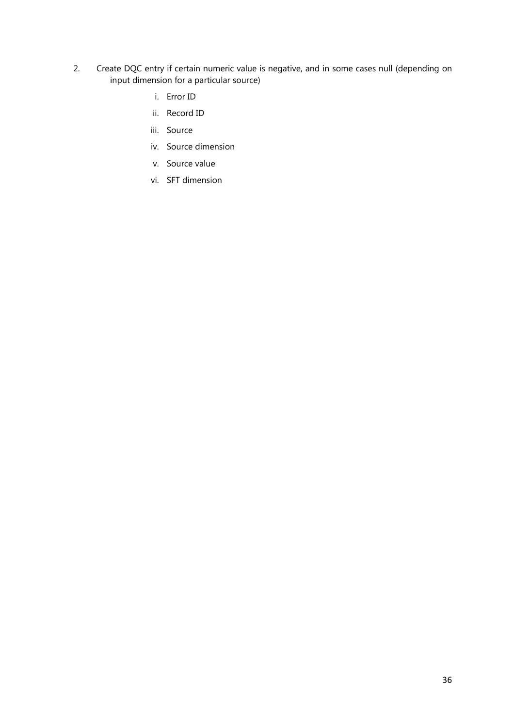2. Create DQC entry if certain numeric value is negative, and in some cases null (depending on input dimension for a particular source)
    i. Error ID
    ii. Record ID
    iii. Source
    iv. Source dimension
    v. Source value
    vi. SFT dimension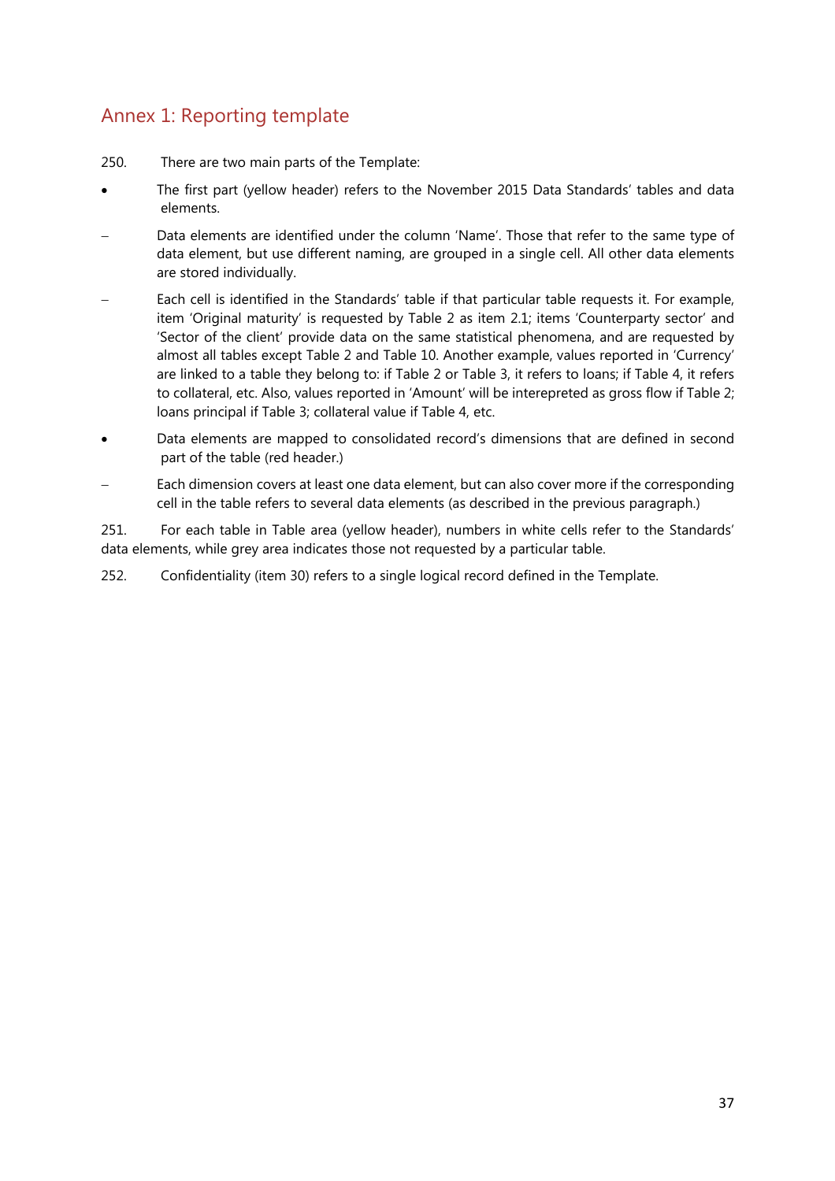## Annex 1: Reporting template

250. There are two main parts of the Template:

- The first part (yellow header) refers to the November 2015 Data Standards' tables and data elements.
  - Data elements are identified under the column 'Name'. Those that refer to the same type of data element, but use different naming, are grouped in a single cell. All other data elements are stored individually.
  - Each cell is identified in the Standards' table if that particular table requests it. For example, item 'Original maturity' is requested by Table 2 as item 2.1; items 'Counterparty sector' and 'Sector of the client' provide data on the same statistical phenomena, and are requested by almost all tables except Table 2 and Table 10. Another example, values reported in 'Currency' are linked to a table they belong to: if Table 2 or Table 3, it refers to loans; if Table 4, it refers to collateral, etc. Also, values reported in 'Amount' will be interepreted as gross flow if Table 2; loans principal if Table 3; collateral value if Table 4, etc.
- Data elements are mapped to consolidated record's dimensions that are defined in second part of the table (red header.)
  - Each dimension covers at least one data element, but can also cover more if the corresponding cell in the table refers to several data elements (as described in the previous paragraph.)

251. For each table in Table area (yellow header), numbers in white cells refer to the Standards' data elements, while grey area indicates those not requested by a particular table.

252. Confidentiality (item 30) refers to a single logical record defined in the Template.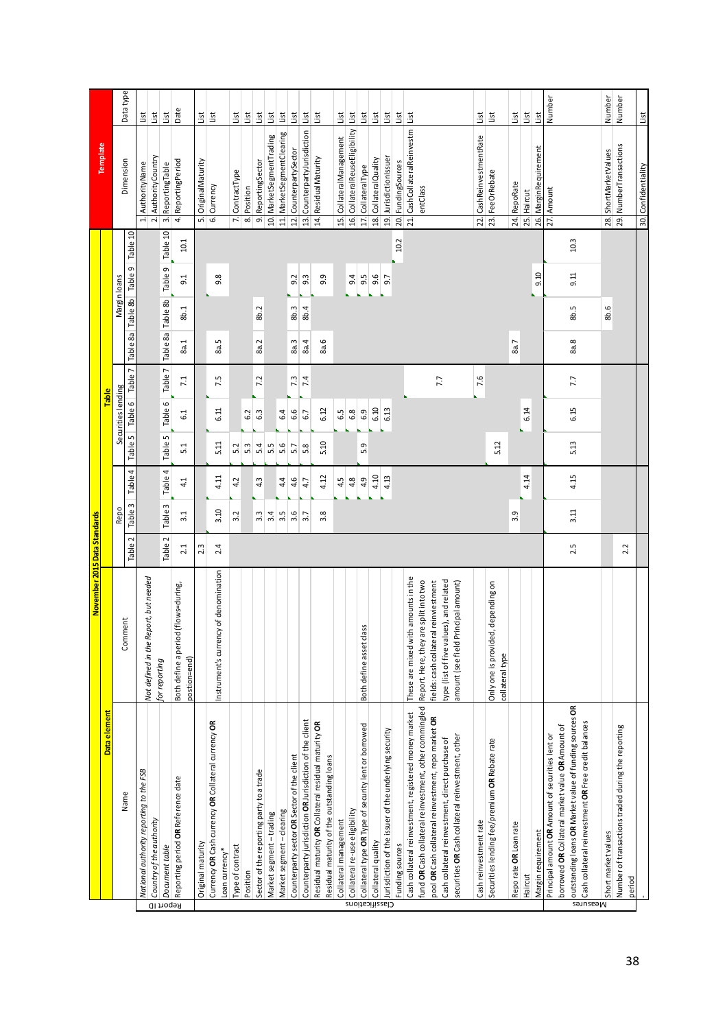# November 2015 Data Standards

| Section | Data element: Name | Data element: Comment | Table 2 | Repo: Table 3 | Repo: Table 4 | Securities lending: Table 5 | Securities lending: Table 6 | Securities lending: Table 7 | Margin loans: Table 8a | Margin loans: Table 8b | Margin loans: Table 9 | Table 10 | Template: Dimension | Template: Data type |
|---|---|---|---|---|---|---|---|---|---|---|---|---|---|---|
| Report ID | *National authority reporting to the FSB* | *Not defined in the Report, but needed for reporting* | | | | | | | | | | | 1. AuthorityName | List |
| | *Country of the authority* | | | | | | | | | | | | 2. AuthorityCountry | List |
| | *Document table* | | Table 2 | Table 3 | Table 4 | Table 5 | Table 6 | Table 7 | Table 8a | Table 8b | Table 9 | Table 10 | 3. ReportingTable | List |
| | Reporting period **OR** Reference date | Both define a period (flows=during, position=end) | 2.1 | 3.1 | 4.1 | 5.1 | 6.1 | 7.1 | 8a.1 | 8b.1 | 9.1 | 10.1 | 4. ReportingPeriod | Date |
| Classifications | Original maturity | | 2.3 | | | | | | | | | | 5. OriginalMaturity | List |
| | Currency **OR** Cash currency **OR** Collateral currency **OR** Loan currency* | Instrument's currency of denomination | 2.4 | 3.10 | 4.11 | 5.11 | 6.11 | 7.5 | 8a.5 | | 9.8 | | 6. Currency | List |
| | Type of contract | | | 3.2 | 4.2 | 5.2 | | | | | | | 7. ContractType | List |
| | Position | | | | | 5.3 | 6.2 | | | | | | 8. Position | List |
| | Sector of the reporting party to a trade | | | 3.3 | 4.3 | 5.4 | 6.3 | 7.2 | 8a.2 | 8b.2 | | | 9. ReportingSector | List |
| | Market segment – trading | | | 3.4 | | 5.5 | | | | | | | 10. MarketSegmentTrading | List |
| | Market segment – clearing | | | 3.5 | 4.4 | 5.6 | 6.4 | | | | | | 11. MarketSegmentClearing | List |
| | Counterparty sector **OR** Sector of the client | | | 3.6 | 4.6 | 5.7 | 6.6 | 7.3 | 8a.3 | 8b.3 | 9.2 | | 12. CounterpartySector | List |
| | Counterparty jurisdiction **OR** Jurisdiction of the client | | | 3.7 | 4.7 | 5.8 | 6.7 | 7.4 | 8a.4 | 8b.4 | 9.3 | | 13. CounterpartyJurisdiction | List |
| | Residual maturity **OR** Collateral residual maturity **OR** Residual maturity of the outstanding loans | | | 3.8 | 4.12 | 5.10 | 6.12 | | 8a.6 | | 9.9 | | 14. ResidualMaturity | List |
| | Collateral management | | | | 4.5 | | 6.5 | | | | | | 15. CollateralManagement | List |
| | Collateral re-use eligibility | | | | 4.8 | | 6.8 | | | | 9.4 | | 16. CollateralReuseEligibility | List |
| | Collateral type **OR** Type of security lent or borrowed | Both define asset class | | | 4.9 | 5.9 | 6.9 | | | | 9.5 | | 17. CollateralType | List |
| | Collateral quality | | | | 4.10 | | 6.10 | | | | 9.6 | | 18. CollateralQuality | List |
| | Jurisdiction of the issuer of the underlying security | | | | 4.13 | | 6.13 | | | | 9.7 | | 19. JurisdictionIssuer | List |
| | Funding sources | | | | | | | | | | | 10.2 | 20. FundingSources | List |
| | Cash collateral reinvestment, registered money market fund **OR** Cash collateral reinvestment, other commingled pool **OR** Cash collateral reinvestment, repo market **OR** Cash collateral reinvestment, direct purchase of securities **OR** Cash collateral reinvestment, other | These are mixed with amounts in the Report. Here, they are split into two fields: cash collateral reinvestment type (list of five values), and related amount (see field Principal amount) | | | | | | 7.7 | | | | | 21. CashCollateralReinvestmentClass | List |
| | Cash reinvestment rate | | | | | | | 7.6 | | | | | 22. CashReinvestmentRate | List |
| | Securities lending fee/premium **OR** Rebate rate | Only one is provided, depending on collateral type | | | | 5.12 | | | | | | | 23. FeeOrRebate | List |
| | Repo rate **OR** Loan rate | | | 3.9 | | | | | 8a.7 | | | | 24. RepoRate | List |
| | Haircut | | | | 4.14 | | 6.14 | | | | | | 25. Haircut | List |
| | Margin requirement | | | | | | | | | | 9.10 | | 26. MarginRequirement | List |
| Measures | Principal amount **OR** Amount of securities lent or borrowed **OR** Collateral market value **OR** Amount of outstanding loans **OR** Market value of funding sources **OR** Cash collateral reinvestment **OR** Free credit balances | | 2.5 | 3.11 | 4.15 | 5.13 | 6.15 | 7.7 | 8a.8 | 8b.5 | 9.11 | 10.3 | 27. Amount | Number |
| | Short market values | | | | | | | | | 8b.6 | | | 28. ShortMarketValues | Number |
| | Number of transactions traded during the reporting period | | 2.2 | | | | | | | | | | 29. NumberTransactions | Number |
| | | | | | | | | | | | | | 30. Confidentiality | List |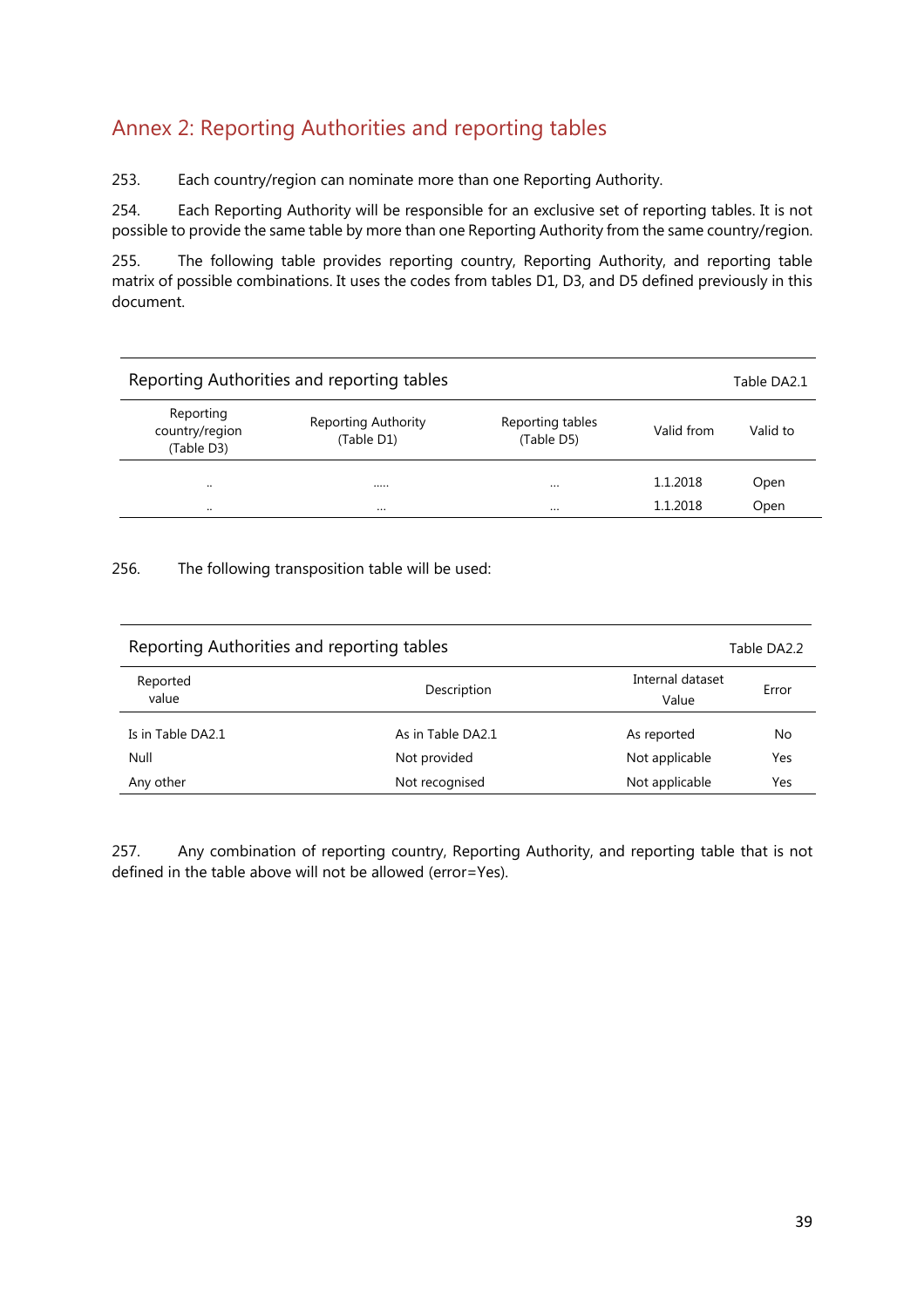## Annex 2: Reporting Authorities and reporting tables

253. Each country/region can nominate more than one Reporting Authority.

254. Each Reporting Authority will be responsible for an exclusive set of reporting tables. It is not possible to provide the same table by more than one Reporting Authority from the same country/region.

255. The following table provides reporting country, Reporting Authority, and reporting table matrix of possible combinations. It uses the codes from tables D1, D3, and D5 defined previously in this document.

**Reporting Authorities and reporting tables** — Table DA2.1

| Reporting country/region (Table D3) | Reporting Authority (Table D1) | Reporting tables (Table D5) | Valid from | Valid to |
|---|---|---|---|---|
| .. | ..... | ... | 1.1.2018 | Open |
| .. | ... | ... | 1.1.2018 | Open |

256. The following transposition table will be used:

**Reporting Authorities and reporting tables** — Table DA2.2

| Reported value | Description | Internal dataset Value | Error |
|---|---|---|---|
| Is in Table DA2.1 | As in Table DA2.1 | As reported | No |
| Null | Not provided | Not applicable | Yes |
| Any other | Not recognised | Not applicable | Yes |

257. Any combination of reporting country, Reporting Authority, and reporting table that is not defined in the table above will not be allowed (error=Yes).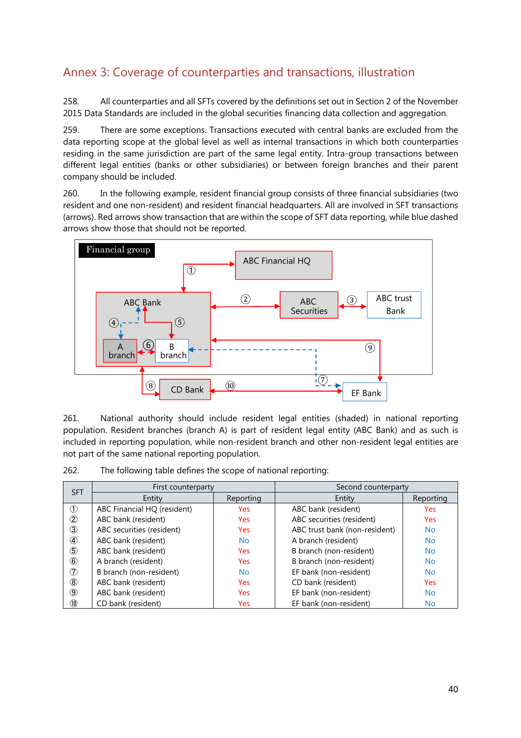## Annex 3: Coverage of counterparties and transactions, illustration

258. All counterparties and all SFTs covered by the definitions set out in Section 2 of the November 2015 Data Standards are included in the global securities financing data collection and aggregation.

259. There are some exceptions. Transactions executed with central banks are excluded from the data reporting scope at the global level as well as internal transactions in which both counterparties residing in the same jurisdiction are part of the same legal entity. Intra-group transactions between different legal entities (banks or other subsidiaries) or between foreign branches and their parent company should be included.

260. In the following example, resident financial group consists of three financial subsidiaries (two resident and one non-resident) and resident financial headquarters. All are involved in SFT transactions (arrows). Red arrows show transaction that are within the scope of SFT data reporting, while blue dashed arrows show those that should not be reported.

Financial group

ABC Financial HQ

ABC Bank

ABC Securities

ABC trust Bank

A branch

B branch

CD Bank

EF Bank

261. National authority should include resident legal entities (shaded) in national reporting population. Resident branches (branch A) is part of resident legal entity (ABC Bank) and as such is included in reporting population, while non-resident branch and other non-resident legal entities are not part of the same national reporting population.

262. The following table defines the scope of national reporting:

| SFT | First counterparty | | Second counterparty | |
|---|---|---|---|---|
| | Entity | Reporting | Entity | Reporting |
| ① | ABC Financial HQ (resident) | Yes | ABC bank (resident) | Yes |
| ② | ABC bank (resident) | Yes | ABC securities (resident) | Yes |
| ③ | ABC securities (resident) | Yes | ABC trust bank (non-resident) | No |
| ④ | ABC bank (resident) | No | A branch (resident) | No |
| ⑤ | ABC bank (resident) | Yes | B branch (non-resident) | No |
| ⑥ | A branch (resident) | Yes | B branch (non-resident) | No |
| ⑦ | B branch (non-resident) | No | EF bank (non-resident) | No |
| ⑧ | ABC bank (resident) | Yes | CD bank (resident) | Yes |
| ⑨ | ABC bank (resident) | Yes | EF bank (non-resident) | No |
| ⑩ | CD bank (resident) | Yes | EF bank (non-resident) | No |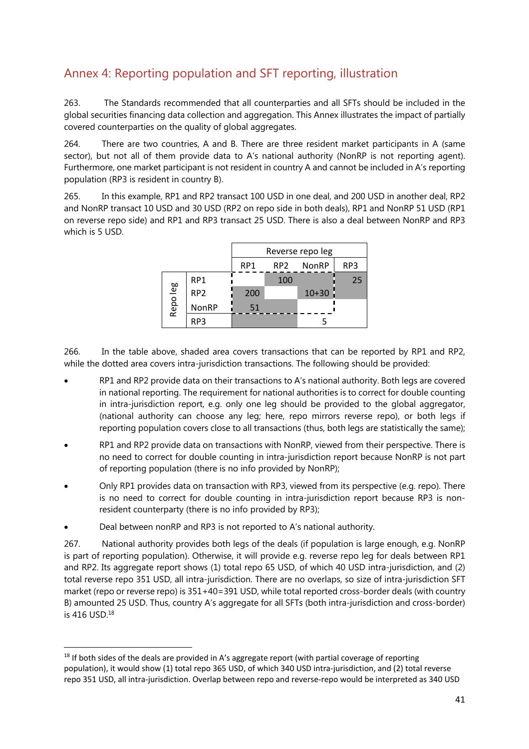## Annex 4: Reporting population and SFT reporting, illustration

263. The Standards recommended that all counterparties and all SFTs should be included in the global securities financing data collection and aggregation. This Annex illustrates the impact of partially covered counterparties on the quality of global aggregates.

264. There are two countries, A and B. There are three resident market participants in A (same sector), but not all of them provide data to A's national authority (NonRP is not reporting agent). Furthermore, one market participant is not resident in country A and cannot be included in A's reporting population (RP3 is resident in country B).

265. In this example, RP1 and RP2 transact 100 USD in one deal, and 200 USD in another deal, RP2 and NonRP transact 10 USD and 30 USD (RP2 on repo side in both deals), RP1 and NonRP 51 USD (RP1 on reverse repo side) and RP1 and RP3 transact 25 USD. There is also a deal between NonRP and RP3 which is 5 USD.

| | | Reverse repo leg | | | |
|---|---|---|---|---|---|
| | | RP1 | RP2 | NonRP | RP3 |
| Repo leg | RP1 | | 100 | | 25 |
| | RP2 | 200 | | 10+30 | |
| | NonRP | 51 | | | |
| | RP3 | | | 5 | |

266. In the table above, shaded area covers transactions that can be reported by RP1 and RP2, while the dotted area covers intra-jurisdiction transactions. The following should be provided:

- RP1 and RP2 provide data on their transactions to A's national authority. Both legs are covered in national reporting. The requirement for national authorities is to correct for double counting in intra-jurisdiction report, e.g. only one leg should be provided to the global aggregator, (national authority can choose any leg; here, repo mirrors reverse repo), or both legs if reporting population covers close to all transactions (thus, both legs are statistically the same);
- RP1 and RP2 provide data on transactions with NonRP, viewed from their perspective. There is no need to correct for double counting in intra-jurisdiction report because NonRP is not part of reporting population (there is no info provided by NonRP);
- Only RP1 provides data on transaction with RP3, viewed from its perspective (e.g. repo). There is no need to correct for double counting in intra-jurisdiction report because RP3 is non-resident counterparty (there is no info provided by RP3);
- Deal between nonRP and RP3 is not reported to A's national authority.

267. National authority provides both legs of the deals (if population is large enough, e.g. NonRP is part of reporting population). Otherwise, it will provide e.g. reverse repo leg for deals between RP1 and RP2. Its aggregate report shows (1) total repo 65 USD, of which 40 USD intra-jurisdiction, and (2) total reverse repo 351 USD, all intra-jurisdiction. There are no overlaps, so size of intra-jurisdiction SFT market (repo or reverse repo) is 351+40=391 USD, while total reported cross-border deals (with country B) amounted 25 USD. Thus, country A's aggregate for all SFTs (both intra-jurisdiction and cross-border) is 416 USD.[18]

[18] If both sides of the deals are provided in A's aggregate report (with partial coverage of reporting population), it would show (1) total repo 365 USD, of which 340 USD intra-jurisdiction, and (2) total reverse repo 351 USD, all intra-jurisdiction. Overlap between repo and reverse-repo would be interpreted as 340 USD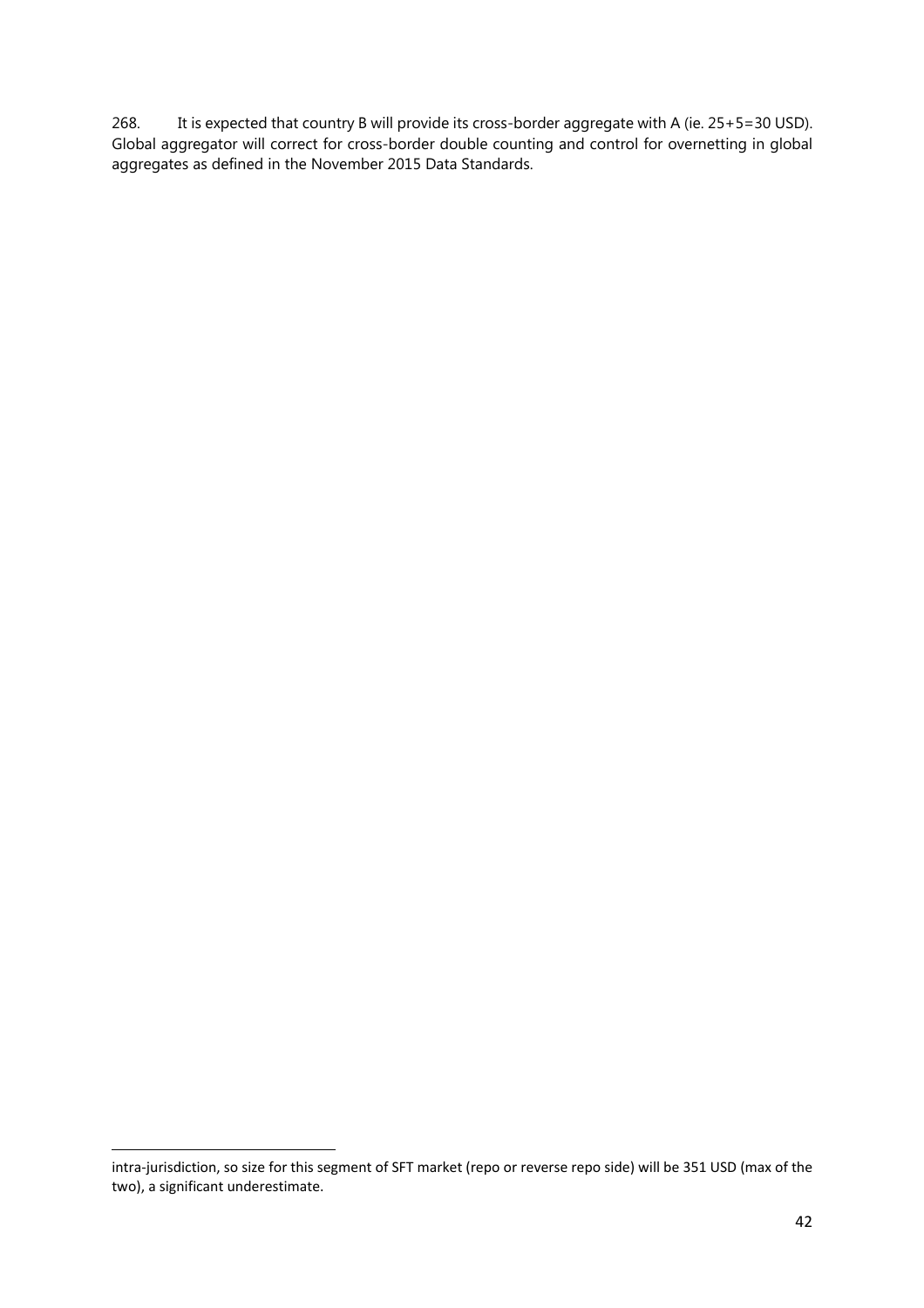268. It is expected that country B will provide its cross-border aggregate with A (ie. 25+5=30 USD). Global aggregator will correct for cross-border double counting and control for overnetting in global aggregates as defined in the November 2015 Data Standards.

---

intra-jurisdiction, so size for this segment of SFT market (repo or reverse repo side) will be 351 USD (max of the two), a significant underestimate.